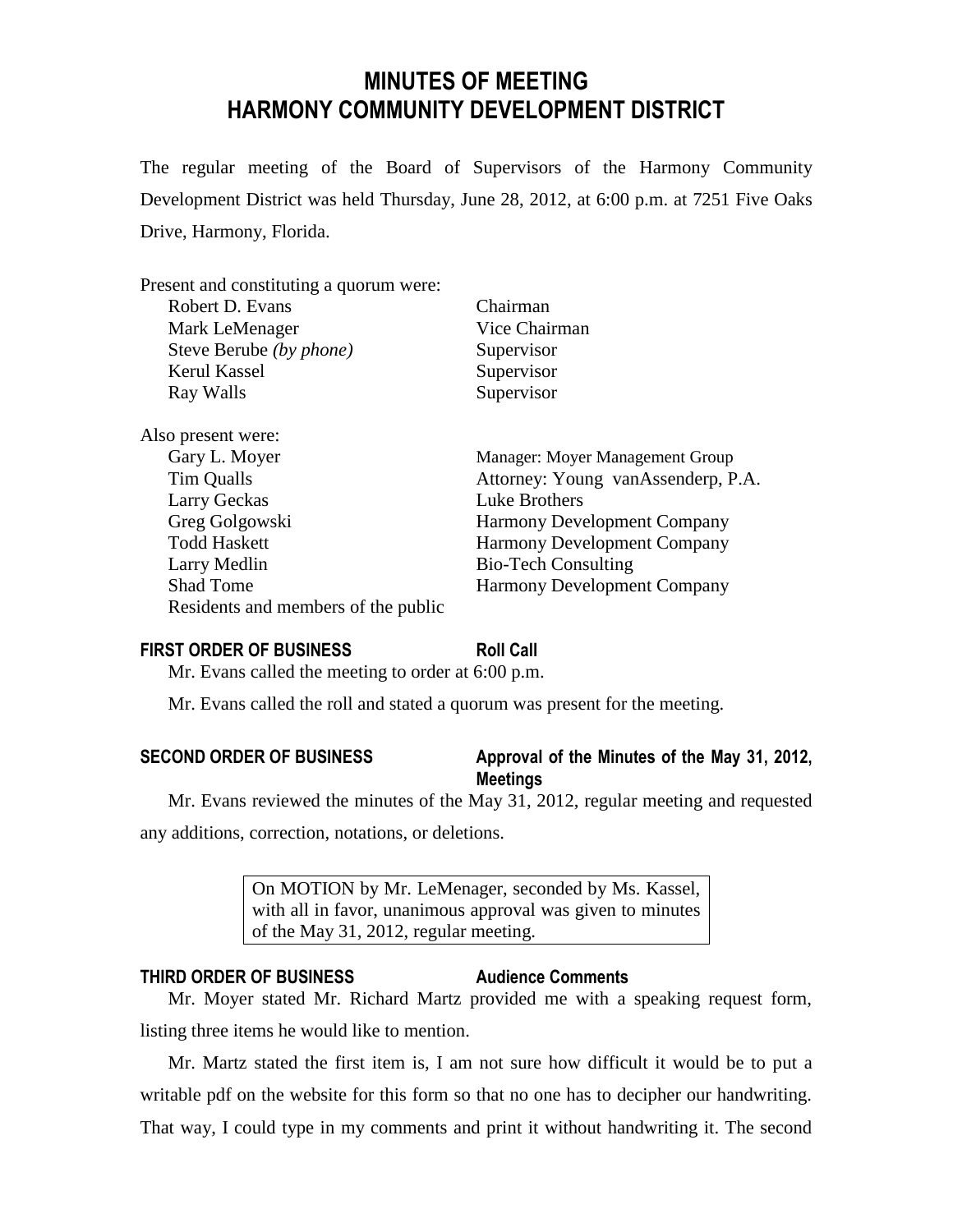# MINUTES OF MEETING
# HARMONY COMMUNITY DEVELOPMENT DISTRICT

The regular meeting of the Board of Supervisors of the Harmony Community Development District was held Thursday, June 28, 2012, at 6:00 p.m. at 7251 Five Oaks Drive, Harmony, Florida.

Present and constituting a quorum were:

| | |
|---|---|
| Robert D. Evans | Chairman |
| Mark LeMenager | Vice Chairman |
| Steve Berube *(by phone)* | Supervisor |
| Kerul Kassel | Supervisor |
| Ray Walls | Supervisor |

Also present were:

| | |
|---|---|
| Gary L. Moyer | Manager: Moyer Management Group |
| Tim Qualls | Attorney: Young vanAssenderp, P.A. |
| Larry Geckas | Luke Brothers |
| Greg Golgowski | Harmony Development Company |
| Todd Haskett | Harmony Development Company |
| Larry Medlin | Bio-Tech Consulting |
| Shad Tome | Harmony Development Company |
| Residents and members of the public | |

**FIRST ORDER OF BUSINESS — Roll Call**

Mr. Evans called the meeting to order at 6:00 p.m.

Mr. Evans called the roll and stated a quorum was present for the meeting.

**SECOND ORDER OF BUSINESS — Approval of the Minutes of the May 31, 2012, Meetings**

Mr. Evans reviewed the minutes of the May 31, 2012, regular meeting and requested any additions, correction, notations, or deletions.

> On MOTION by Mr. LeMenager, seconded by Ms. Kassel, with all in favor, unanimous approval was given to minutes of the May 31, 2012, regular meeting.

**THIRD ORDER OF BUSINESS — Audience Comments**

Mr. Moyer stated Mr. Richard Martz provided me with a speaking request form, listing three items he would like to mention.

Mr. Martz stated the first item is, I am not sure how difficult it would be to put a writable pdf on the website for this form so that no one has to decipher our handwriting. That way, I could type in my comments and print it without handwriting it. The second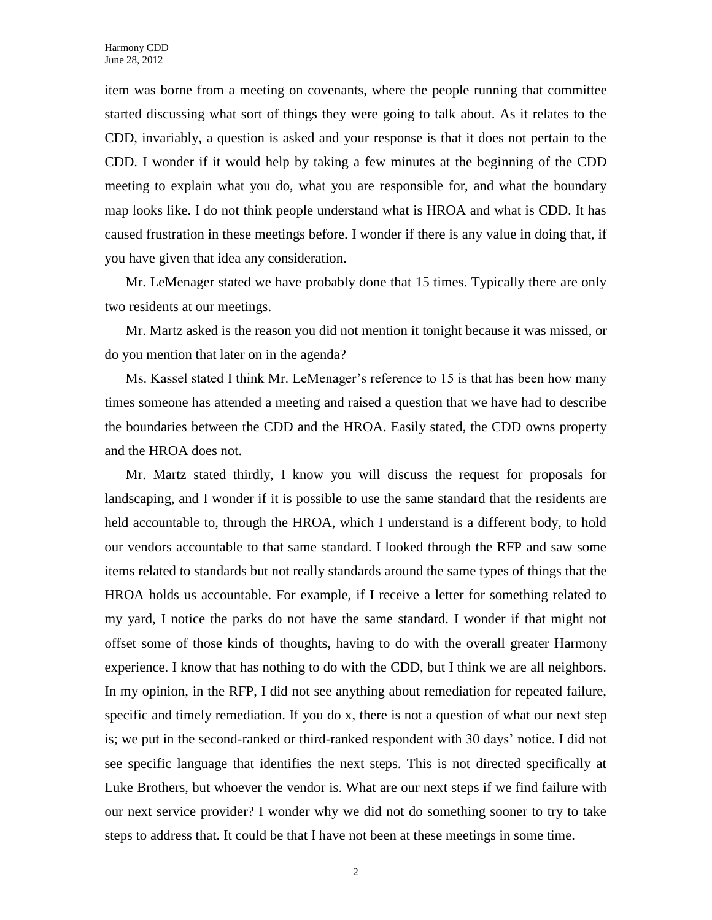item was borne from a meeting on covenants, where the people running that committee started discussing what sort of things they were going to talk about. As it relates to the CDD, invariably, a question is asked and your response is that it does not pertain to the CDD. I wonder if it would help by taking a few minutes at the beginning of the CDD meeting to explain what you do, what you are responsible for, and what the boundary map looks like. I do not think people understand what is HROA and what is CDD. It has caused frustration in these meetings before. I wonder if there is any value in doing that, if you have given that idea any consideration.

Mr. LeMenager stated we have probably done that 15 times. Typically there are only two residents at our meetings.

Mr. Martz asked is the reason you did not mention it tonight because it was missed, or do you mention that later on in the agenda?

Ms. Kassel stated I think Mr. LeMenager's reference to 15 is that has been how many times someone has attended a meeting and raised a question that we have had to describe the boundaries between the CDD and the HROA. Easily stated, the CDD owns property and the HROA does not.

Mr. Martz stated thirdly, I know you will discuss the request for proposals for landscaping, and I wonder if it is possible to use the same standard that the residents are held accountable to, through the HROA, which I understand is a different body, to hold our vendors accountable to that same standard. I looked through the RFP and saw some items related to standards but not really standards around the same types of things that the HROA holds us accountable. For example, if I receive a letter for something related to my yard, I notice the parks do not have the same standard. I wonder if that might not offset some of those kinds of thoughts, having to do with the overall greater Harmony experience. I know that has nothing to do with the CDD, but I think we are all neighbors. In my opinion, in the RFP, I did not see anything about remediation for repeated failure, specific and timely remediation. If you do x, there is not a question of what our next step is; we put in the second-ranked or third-ranked respondent with 30 days' notice. I did not see specific language that identifies the next steps. This is not directed specifically at Luke Brothers, but whoever the vendor is. What are our next steps if we find failure with our next service provider? I wonder why we did not do something sooner to try to take steps to address that. It could be that I have not been at these meetings in some time.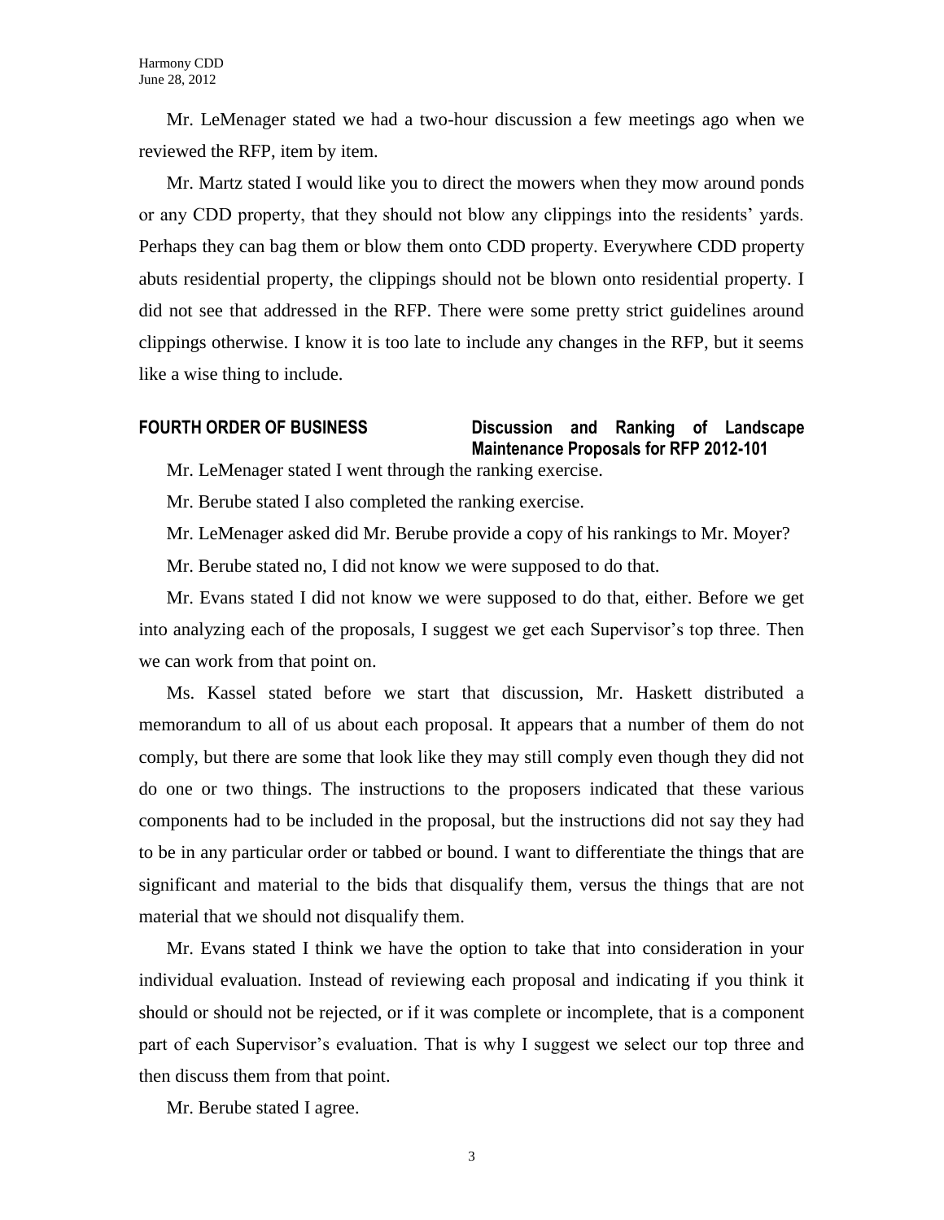Mr. LeMenager stated we had a two-hour discussion a few meetings ago when we reviewed the RFP, item by item.

Mr. Martz stated I would like you to direct the mowers when they mow around ponds or any CDD property, that they should not blow any clippings into the residents' yards. Perhaps they can bag them or blow them onto CDD property. Everywhere CDD property abuts residential property, the clippings should not be blown onto residential property. I did not see that addressed in the RFP. There were some pretty strict guidelines around clippings otherwise. I know it is too late to include any changes in the RFP, but it seems like a wise thing to include.

**FOURTH ORDER OF BUSINESS — Discussion and Ranking of Landscape Maintenance Proposals for RFP 2012-101**

Mr. LeMenager stated I went through the ranking exercise.

Mr. Berube stated I also completed the ranking exercise.

Mr. LeMenager asked did Mr. Berube provide a copy of his rankings to Mr. Moyer?

Mr. Berube stated no, I did not know we were supposed to do that.

Mr. Evans stated I did not know we were supposed to do that, either. Before we get into analyzing each of the proposals, I suggest we get each Supervisor's top three. Then we can work from that point on.

Ms. Kassel stated before we start that discussion, Mr. Haskett distributed a memorandum to all of us about each proposal. It appears that a number of them do not comply, but there are some that look like they may still comply even though they did not do one or two things. The instructions to the proposers indicated that these various components had to be included in the proposal, but the instructions did not say they had to be in any particular order or tabbed or bound. I want to differentiate the things that are significant and material to the bids that disqualify them, versus the things that are not material that we should not disqualify them.

Mr. Evans stated I think we have the option to take that into consideration in your individual evaluation. Instead of reviewing each proposal and indicating if you think it should or should not be rejected, or if it was complete or incomplete, that is a component part of each Supervisor's evaluation. That is why I suggest we select our top three and then discuss them from that point.

Mr. Berube stated I agree.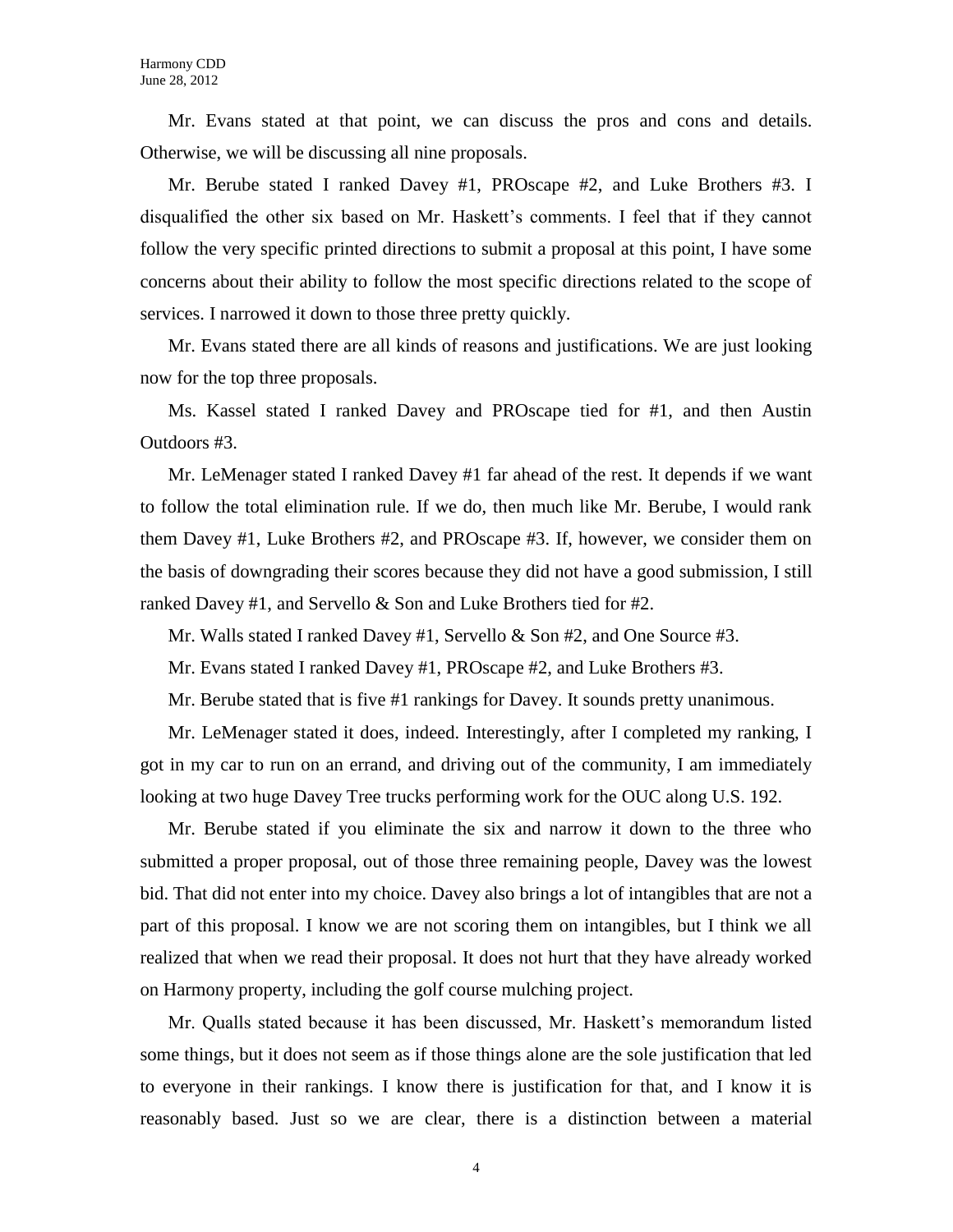Mr. Evans stated at that point, we can discuss the pros and cons and details. Otherwise, we will be discussing all nine proposals.

Mr. Berube stated I ranked Davey #1, PROscape #2, and Luke Brothers #3. I disqualified the other six based on Mr. Haskett's comments. I feel that if they cannot follow the very specific printed directions to submit a proposal at this point, I have some concerns about their ability to follow the most specific directions related to the scope of services. I narrowed it down to those three pretty quickly.

Mr. Evans stated there are all kinds of reasons and justifications. We are just looking now for the top three proposals.

Ms. Kassel stated I ranked Davey and PROscape tied for #1, and then Austin Outdoors #3.

Mr. LeMenager stated I ranked Davey #1 far ahead of the rest. It depends if we want to follow the total elimination rule. If we do, then much like Mr. Berube, I would rank them Davey #1, Luke Brothers #2, and PROscape #3. If, however, we consider them on the basis of downgrading their scores because they did not have a good submission, I still ranked Davey #1, and Servello & Son and Luke Brothers tied for #2.

Mr. Walls stated I ranked Davey #1, Servello & Son #2, and One Source #3.

Mr. Evans stated I ranked Davey #1, PROscape #2, and Luke Brothers #3.

Mr. Berube stated that is five #1 rankings for Davey. It sounds pretty unanimous.

Mr. LeMenager stated it does, indeed. Interestingly, after I completed my ranking, I got in my car to run on an errand, and driving out of the community, I am immediately looking at two huge Davey Tree trucks performing work for the OUC along U.S. 192.

Mr. Berube stated if you eliminate the six and narrow it down to the three who submitted a proper proposal, out of those three remaining people, Davey was the lowest bid. That did not enter into my choice. Davey also brings a lot of intangibles that are not a part of this proposal. I know we are not scoring them on intangibles, but I think we all realized that when we read their proposal. It does not hurt that they have already worked on Harmony property, including the golf course mulching project.

Mr. Qualls stated because it has been discussed, Mr. Haskett's memorandum listed some things, but it does not seem as if those things alone are the sole justification that led to everyone in their rankings. I know there is justification for that, and I know it is reasonably based. Just so we are clear, there is a distinction between a material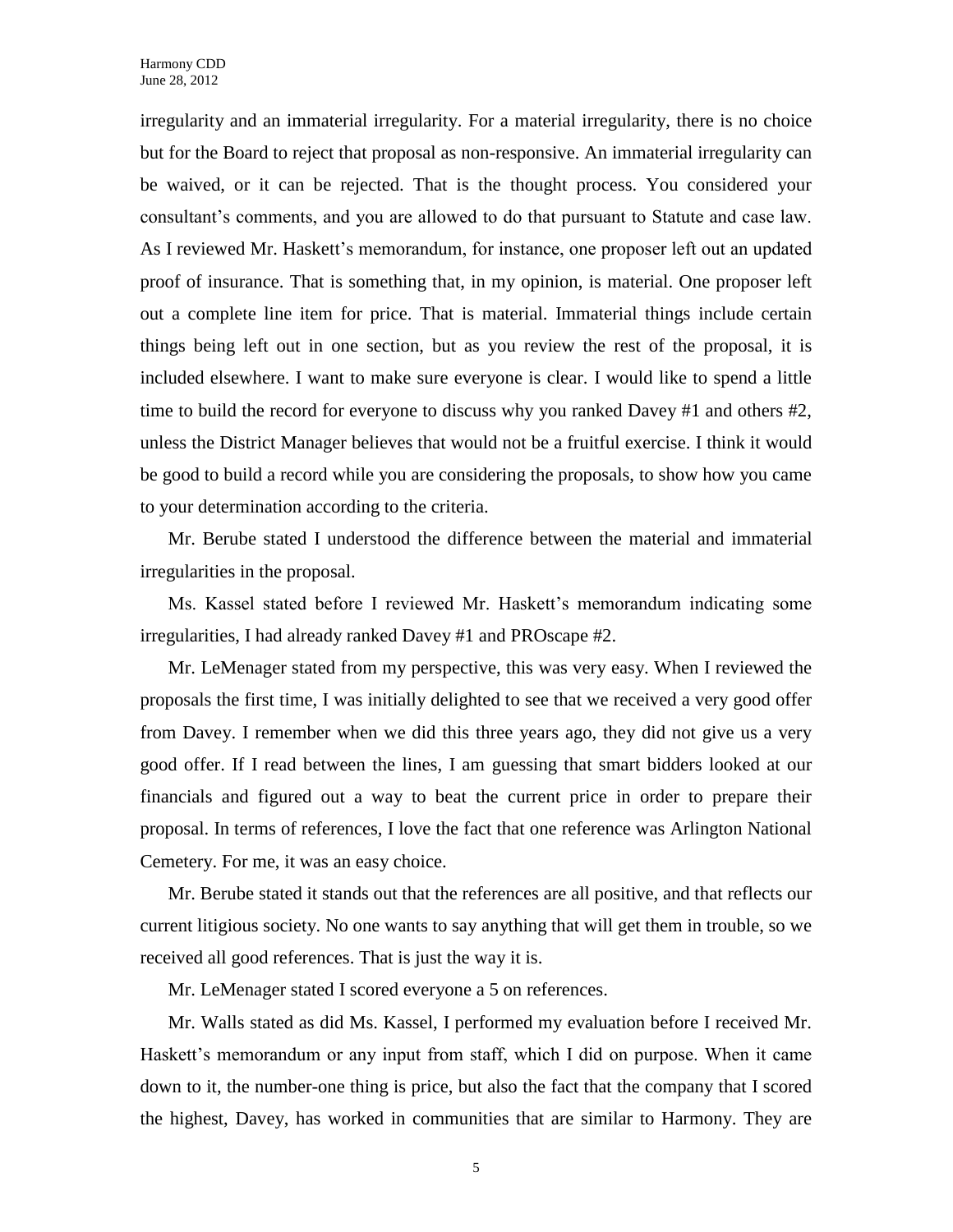irregularity and an immaterial irregularity. For a material irregularity, there is no choice but for the Board to reject that proposal as non-responsive. An immaterial irregularity can be waived, or it can be rejected. That is the thought process. You considered your consultant's comments, and you are allowed to do that pursuant to Statute and case law. As I reviewed Mr. Haskett's memorandum, for instance, one proposer left out an updated proof of insurance. That is something that, in my opinion, is material. One proposer left out a complete line item for price. That is material. Immaterial things include certain things being left out in one section, but as you review the rest of the proposal, it is included elsewhere. I want to make sure everyone is clear. I would like to spend a little time to build the record for everyone to discuss why you ranked Davey #1 and others #2, unless the District Manager believes that would not be a fruitful exercise. I think it would be good to build a record while you are considering the proposals, to show how you came to your determination according to the criteria.

Mr. Berube stated I understood the difference between the material and immaterial irregularities in the proposal.

Ms. Kassel stated before I reviewed Mr. Haskett's memorandum indicating some irregularities, I had already ranked Davey #1 and PROscape #2.

Mr. LeMenager stated from my perspective, this was very easy. When I reviewed the proposals the first time, I was initially delighted to see that we received a very good offer from Davey. I remember when we did this three years ago, they did not give us a very good offer. If I read between the lines, I am guessing that smart bidders looked at our financials and figured out a way to beat the current price in order to prepare their proposal. In terms of references, I love the fact that one reference was Arlington National Cemetery. For me, it was an easy choice.

Mr. Berube stated it stands out that the references are all positive, and that reflects our current litigious society. No one wants to say anything that will get them in trouble, so we received all good references. That is just the way it is.

Mr. LeMenager stated I scored everyone a 5 on references.

Mr. Walls stated as did Ms. Kassel, I performed my evaluation before I received Mr. Haskett's memorandum or any input from staff, which I did on purpose. When it came down to it, the number-one thing is price, but also the fact that the company that I scored the highest, Davey, has worked in communities that are similar to Harmony. They are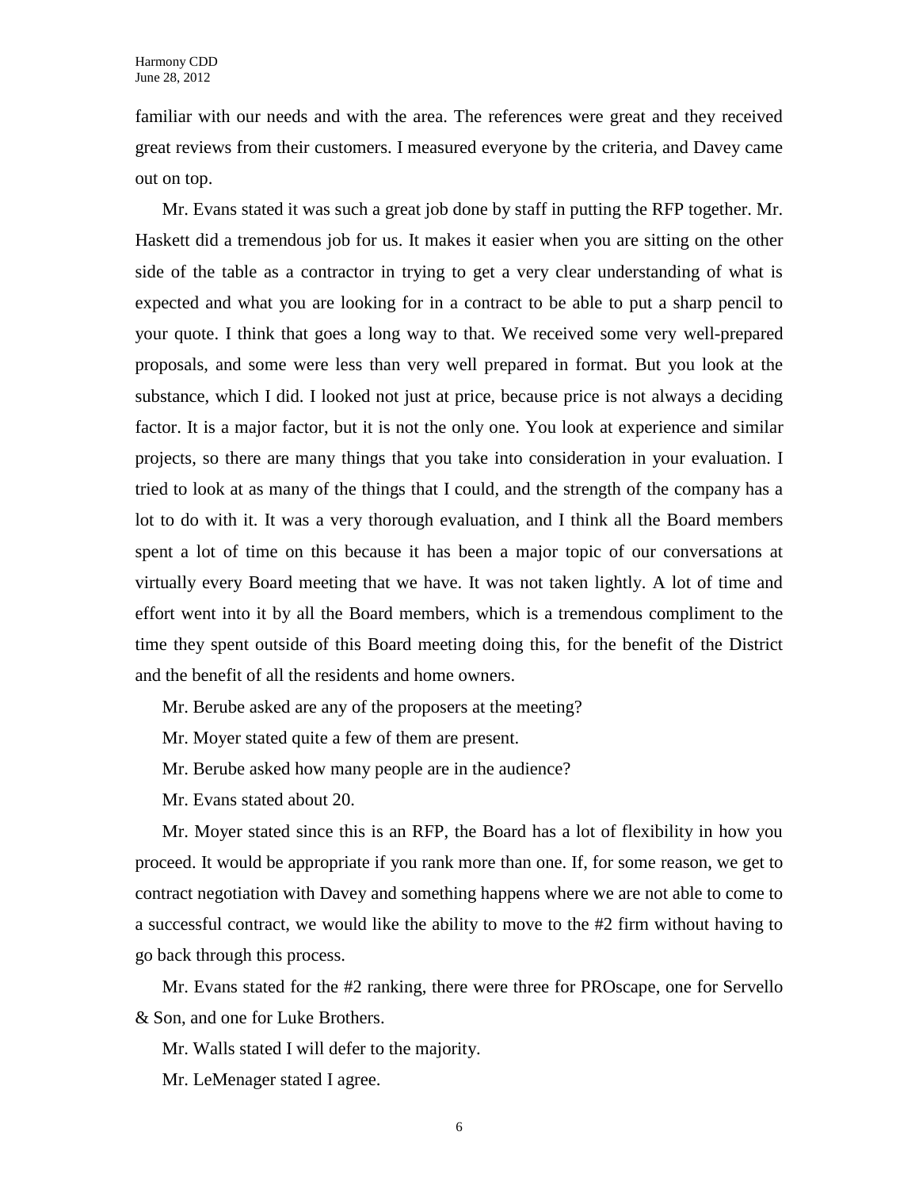familiar with our needs and with the area. The references were great and they received great reviews from their customers. I measured everyone by the criteria, and Davey came out on top.

Mr. Evans stated it was such a great job done by staff in putting the RFP together. Mr. Haskett did a tremendous job for us. It makes it easier when you are sitting on the other side of the table as a contractor in trying to get a very clear understanding of what is expected and what you are looking for in a contract to be able to put a sharp pencil to your quote. I think that goes a long way to that. We received some very well-prepared proposals, and some were less than very well prepared in format. But you look at the substance, which I did. I looked not just at price, because price is not always a deciding factor. It is a major factor, but it is not the only one. You look at experience and similar projects, so there are many things that you take into consideration in your evaluation. I tried to look at as many of the things that I could, and the strength of the company has a lot to do with it. It was a very thorough evaluation, and I think all the Board members spent a lot of time on this because it has been a major topic of our conversations at virtually every Board meeting that we have. It was not taken lightly. A lot of time and effort went into it by all the Board members, which is a tremendous compliment to the time they spent outside of this Board meeting doing this, for the benefit of the District and the benefit of all the residents and home owners.

Mr. Berube asked are any of the proposers at the meeting?

Mr. Moyer stated quite a few of them are present.

Mr. Berube asked how many people are in the audience?

Mr. Evans stated about 20.

Mr. Moyer stated since this is an RFP, the Board has a lot of flexibility in how you proceed. It would be appropriate if you rank more than one. If, for some reason, we get to contract negotiation with Davey and something happens where we are not able to come to a successful contract, we would like the ability to move to the #2 firm without having to go back through this process.

Mr. Evans stated for the #2 ranking, there were three for PROscape, one for Servello & Son, and one for Luke Brothers.

Mr. Walls stated I will defer to the majority.

Mr. LeMenager stated I agree.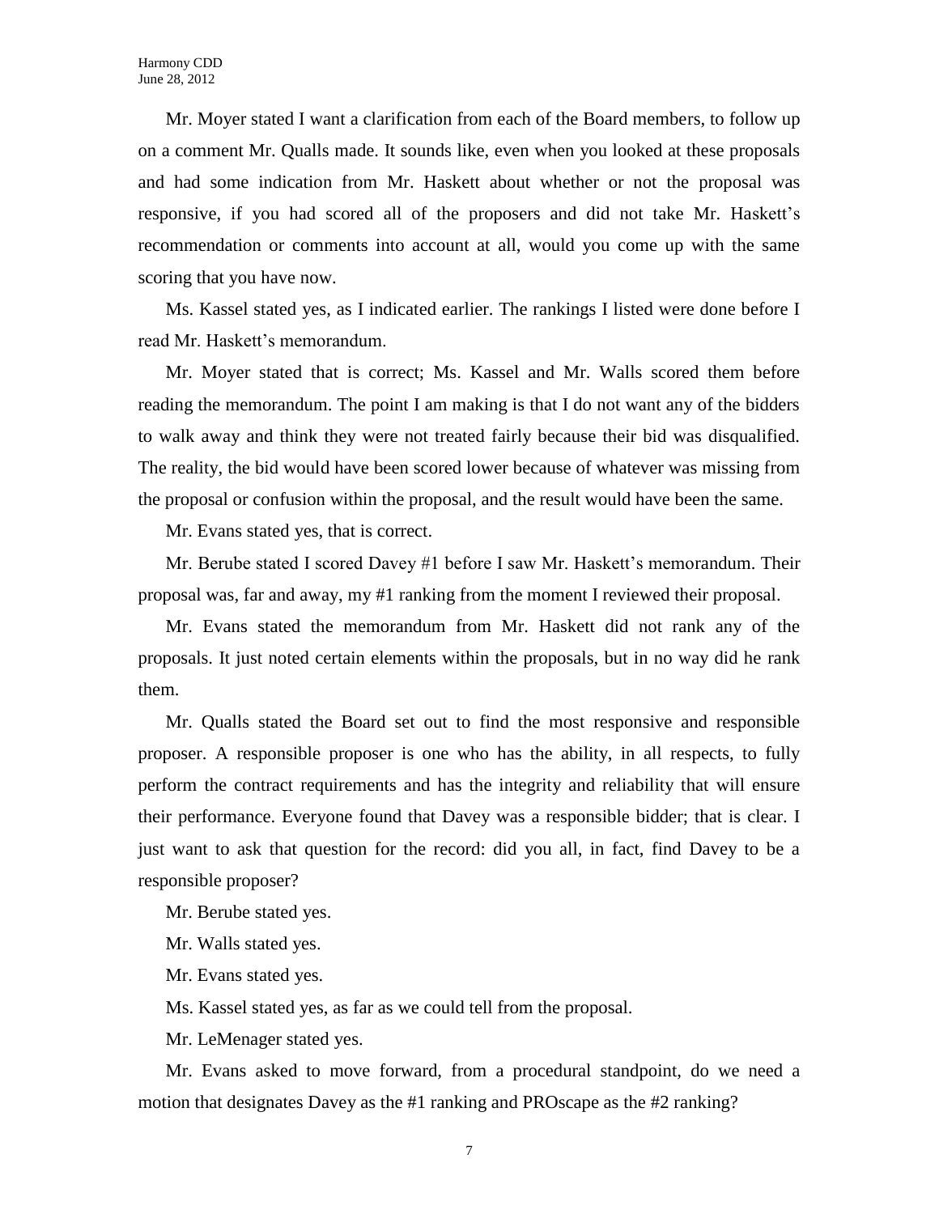Mr. Moyer stated I want a clarification from each of the Board members, to follow up on a comment Mr. Qualls made. It sounds like, even when you looked at these proposals and had some indication from Mr. Haskett about whether or not the proposal was responsive, if you had scored all of the proposers and did not take Mr. Haskett's recommendation or comments into account at all, would you come up with the same scoring that you have now.

Ms. Kassel stated yes, as I indicated earlier. The rankings I listed were done before I read Mr. Haskett's memorandum.

Mr. Moyer stated that is correct; Ms. Kassel and Mr. Walls scored them before reading the memorandum. The point I am making is that I do not want any of the bidders to walk away and think they were not treated fairly because their bid was disqualified. The reality, the bid would have been scored lower because of whatever was missing from the proposal or confusion within the proposal, and the result would have been the same.

Mr. Evans stated yes, that is correct.

Mr. Berube stated I scored Davey #1 before I saw Mr. Haskett's memorandum. Their proposal was, far and away, my #1 ranking from the moment I reviewed their proposal.

Mr. Evans stated the memorandum from Mr. Haskett did not rank any of the proposals. It just noted certain elements within the proposals, but in no way did he rank them.

Mr. Qualls stated the Board set out to find the most responsive and responsible proposer. A responsible proposer is one who has the ability, in all respects, to fully perform the contract requirements and has the integrity and reliability that will ensure their performance. Everyone found that Davey was a responsible bidder; that is clear. I just want to ask that question for the record: did you all, in fact, find Davey to be a responsible proposer?

Mr. Berube stated yes.

Mr. Walls stated yes.

Mr. Evans stated yes.

Ms. Kassel stated yes, as far as we could tell from the proposal.

Mr. LeMenager stated yes.

Mr. Evans asked to move forward, from a procedural standpoint, do we need a motion that designates Davey as the #1 ranking and PROscape as the #2 ranking?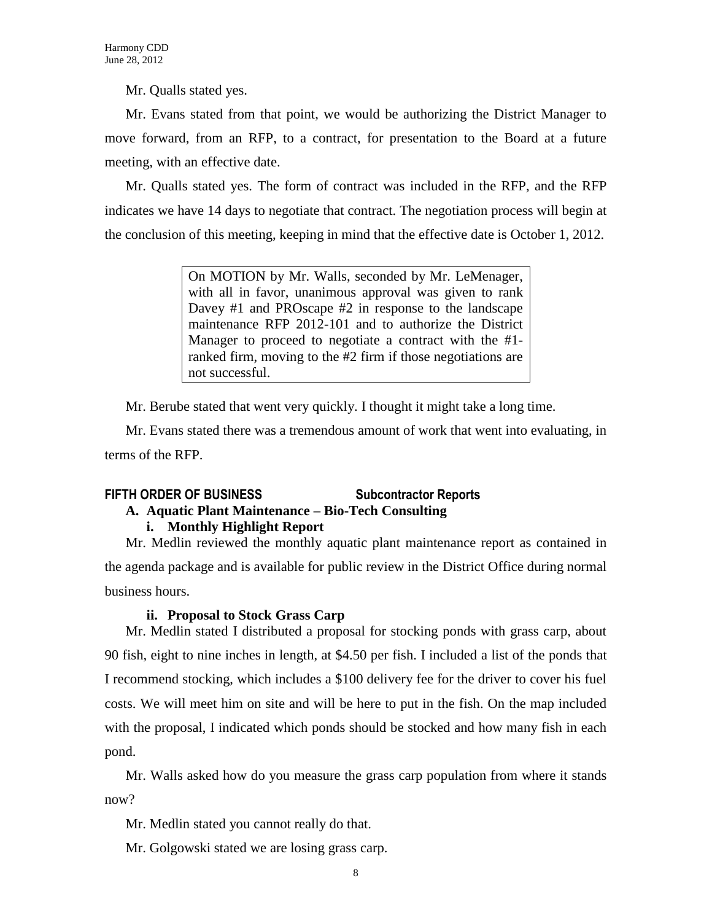Mr. Qualls stated yes.

Mr. Evans stated from that point, we would be authorizing the District Manager to move forward, from an RFP, to a contract, for presentation to the Board at a future meeting, with an effective date.

Mr. Qualls stated yes. The form of contract was included in the RFP, and the RFP indicates we have 14 days to negotiate that contract. The negotiation process will begin at the conclusion of this meeting, keeping in mind that the effective date is October 1, 2012.

> On MOTION by Mr. Walls, seconded by Mr. LeMenager, with all in favor, unanimous approval was given to rank Davey #1 and PROscape #2 in response to the landscape maintenance RFP 2012-101 and to authorize the District Manager to proceed to negotiate a contract with the #1-ranked firm, moving to the #2 firm if those negotiations are not successful.

Mr. Berube stated that went very quickly. I thought it might take a long time.

Mr. Evans stated there was a tremendous amount of work that went into evaluating, in terms of the RFP.

## FIFTH ORDER OF BUSINESS Subcontractor Reports

### A. Aquatic Plant Maintenance – Bio-Tech Consulting

#### i. Monthly Highlight Report

Mr. Medlin reviewed the monthly aquatic plant maintenance report as contained in the agenda package and is available for public review in the District Office during normal business hours.

#### ii. Proposal to Stock Grass Carp

Mr. Medlin stated I distributed a proposal for stocking ponds with grass carp, about 90 fish, eight to nine inches in length, at $4.50 per fish. I included a list of the ponds that I recommend stocking, which includes a $100 delivery fee for the driver to cover his fuel costs. We will meet him on site and will be here to put in the fish. On the map included with the proposal, I indicated which ponds should be stocked and how many fish in each pond.

Mr. Walls asked how do you measure the grass carp population from where it stands now?

Mr. Medlin stated you cannot really do that.

Mr. Golgowski stated we are losing grass carp.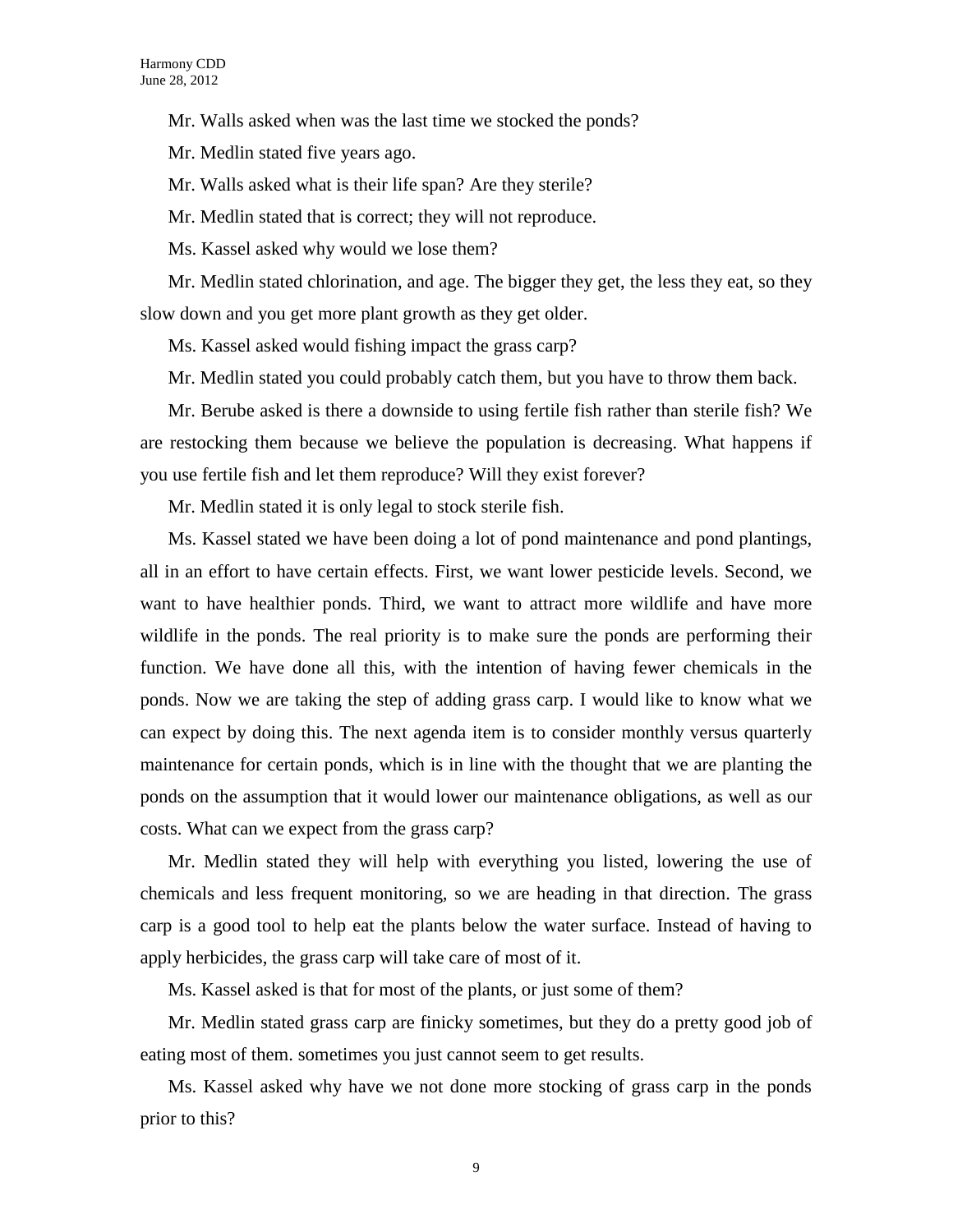Mr. Walls asked when was the last time we stocked the ponds?

Mr. Medlin stated five years ago.

Mr. Walls asked what is their life span? Are they sterile?

Mr. Medlin stated that is correct; they will not reproduce.

Ms. Kassel asked why would we lose them?

Mr. Medlin stated chlorination, and age. The bigger they get, the less they eat, so they slow down and you get more plant growth as they get older.

Ms. Kassel asked would fishing impact the grass carp?

Mr. Medlin stated you could probably catch them, but you have to throw them back.

Mr. Berube asked is there a downside to using fertile fish rather than sterile fish? We are restocking them because we believe the population is decreasing. What happens if you use fertile fish and let them reproduce? Will they exist forever?

Mr. Medlin stated it is only legal to stock sterile fish.

Ms. Kassel stated we have been doing a lot of pond maintenance and pond plantings, all in an effort to have certain effects. First, we want lower pesticide levels. Second, we want to have healthier ponds. Third, we want to attract more wildlife and have more wildlife in the ponds. The real priority is to make sure the ponds are performing their function. We have done all this, with the intention of having fewer chemicals in the ponds. Now we are taking the step of adding grass carp. I would like to know what we can expect by doing this. The next agenda item is to consider monthly versus quarterly maintenance for certain ponds, which is in line with the thought that we are planting the ponds on the assumption that it would lower our maintenance obligations, as well as our costs. What can we expect from the grass carp?

Mr. Medlin stated they will help with everything you listed, lowering the use of chemicals and less frequent monitoring, so we are heading in that direction. The grass carp is a good tool to help eat the plants below the water surface. Instead of having to apply herbicides, the grass carp will take care of most of it.

Ms. Kassel asked is that for most of the plants, or just some of them?

Mr. Medlin stated grass carp are finicky sometimes, but they do a pretty good job of eating most of them. sometimes you just cannot seem to get results.

Ms. Kassel asked why have we not done more stocking of grass carp in the ponds prior to this?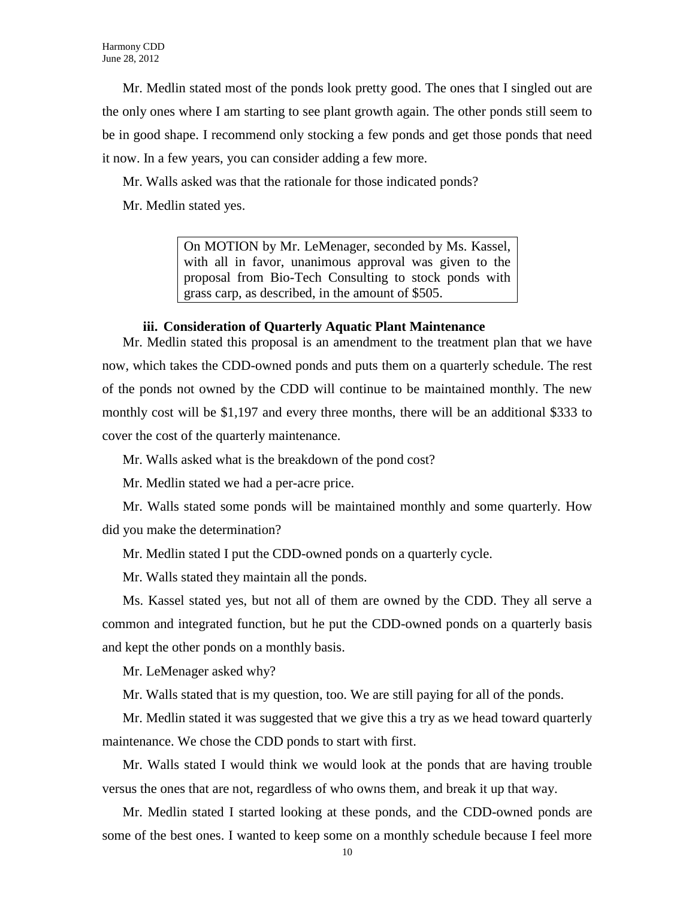Mr. Medlin stated most of the ponds look pretty good. The ones that I singled out are the only ones where I am starting to see plant growth again. The other ponds still seem to be in good shape. I recommend only stocking a few ponds and get those ponds that need it now. In a few years, you can consider adding a few more.

Mr. Walls asked was that the rationale for those indicated ponds?

Mr. Medlin stated yes.

> On MOTION by Mr. LeMenager, seconded by Ms. Kassel, with all in favor, unanimous approval was given to the proposal from Bio-Tech Consulting to stock ponds with grass carp, as described, in the amount of $505.

**iii. Consideration of Quarterly Aquatic Plant Maintenance**

Mr. Medlin stated this proposal is an amendment to the treatment plan that we have now, which takes the CDD-owned ponds and puts them on a quarterly schedule. The rest of the ponds not owned by the CDD will continue to be maintained monthly. The new monthly cost will be $1,197 and every three months, there will be an additional $333 to cover the cost of the quarterly maintenance.

Mr. Walls asked what is the breakdown of the pond cost?

Mr. Medlin stated we had a per-acre price.

Mr. Walls stated some ponds will be maintained monthly and some quarterly. How did you make the determination?

Mr. Medlin stated I put the CDD-owned ponds on a quarterly cycle.

Mr. Walls stated they maintain all the ponds.

Ms. Kassel stated yes, but not all of them are owned by the CDD. They all serve a common and integrated function, but he put the CDD-owned ponds on a quarterly basis and kept the other ponds on a monthly basis.

Mr. LeMenager asked why?

Mr. Walls stated that is my question, too. We are still paying for all of the ponds.

Mr. Medlin stated it was suggested that we give this a try as we head toward quarterly maintenance. We chose the CDD ponds to start with first.

Mr. Walls stated I would think we would look at the ponds that are having trouble versus the ones that are not, regardless of who owns them, and break it up that way.

Mr. Medlin stated I started looking at these ponds, and the CDD-owned ponds are some of the best ones. I wanted to keep some on a monthly schedule because I feel more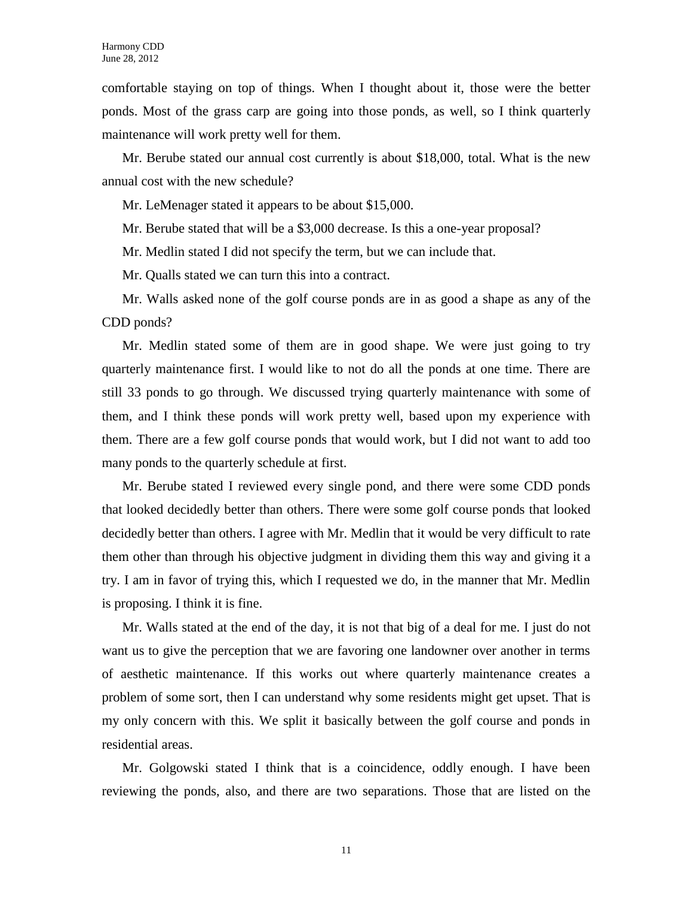comfortable staying on top of things. When I thought about it, those were the better ponds. Most of the grass carp are going into those ponds, as well, so I think quarterly maintenance will work pretty well for them.

Mr. Berube stated our annual cost currently is about $18,000, total. What is the new annual cost with the new schedule?

Mr. LeMenager stated it appears to be about $15,000.

Mr. Berube stated that will be a $3,000 decrease. Is this a one-year proposal?

Mr. Medlin stated I did not specify the term, but we can include that.

Mr. Qualls stated we can turn this into a contract.

Mr. Walls asked none of the golf course ponds are in as good a shape as any of the CDD ponds?

Mr. Medlin stated some of them are in good shape. We were just going to try quarterly maintenance first. I would like to not do all the ponds at one time. There are still 33 ponds to go through. We discussed trying quarterly maintenance with some of them, and I think these ponds will work pretty well, based upon my experience with them. There are a few golf course ponds that would work, but I did not want to add too many ponds to the quarterly schedule at first.

Mr. Berube stated I reviewed every single pond, and there were some CDD ponds that looked decidedly better than others. There were some golf course ponds that looked decidedly better than others. I agree with Mr. Medlin that it would be very difficult to rate them other than through his objective judgment in dividing them this way and giving it a try. I am in favor of trying this, which I requested we do, in the manner that Mr. Medlin is proposing. I think it is fine.

Mr. Walls stated at the end of the day, it is not that big of a deal for me. I just do not want us to give the perception that we are favoring one landowner over another in terms of aesthetic maintenance. If this works out where quarterly maintenance creates a problem of some sort, then I can understand why some residents might get upset. That is my only concern with this. We split it basically between the golf course and ponds in residential areas.

Mr. Golgowski stated I think that is a coincidence, oddly enough. I have been reviewing the ponds, also, and there are two separations. Those that are listed on the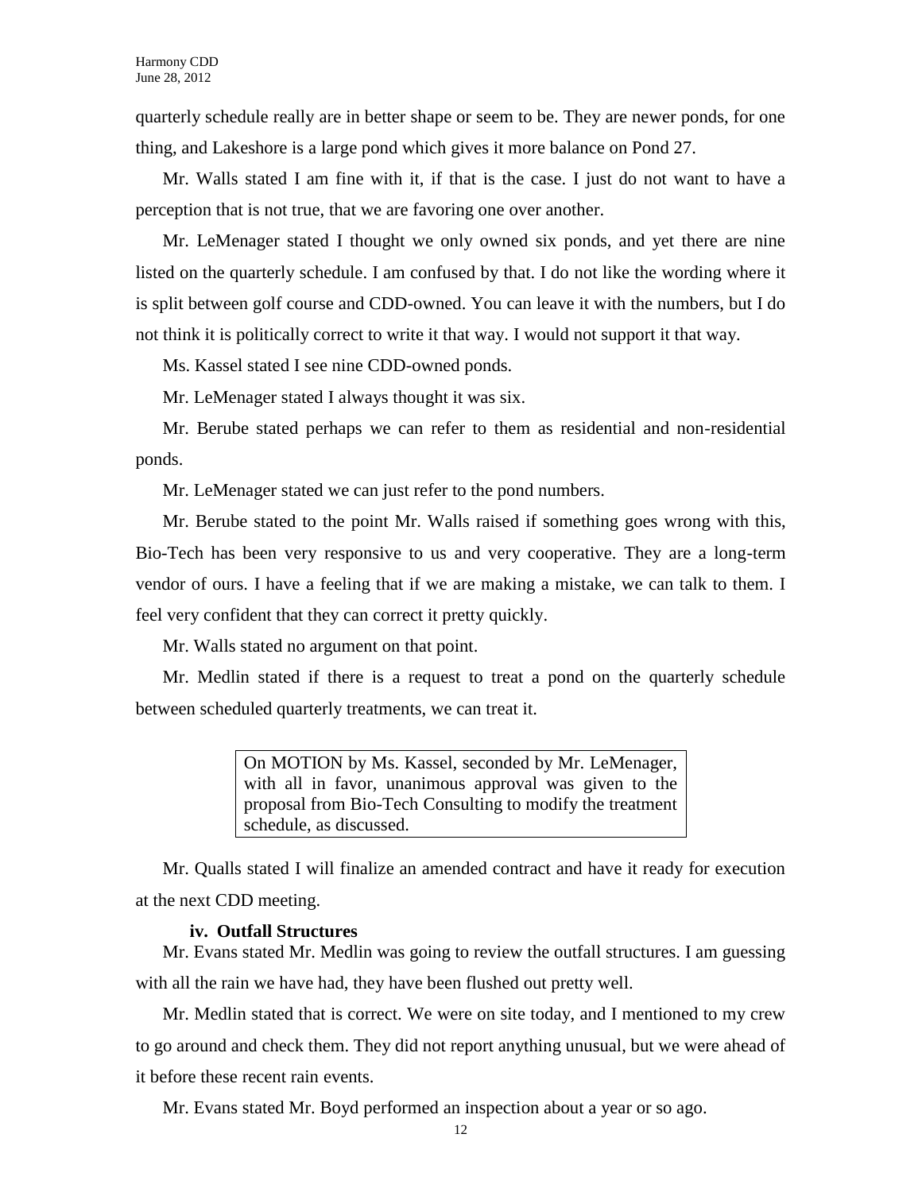quarterly schedule really are in better shape or seem to be. They are newer ponds, for one thing, and Lakeshore is a large pond which gives it more balance on Pond 27.

Mr. Walls stated I am fine with it, if that is the case. I just do not want to have a perception that is not true, that we are favoring one over another.

Mr. LeMenager stated I thought we only owned six ponds, and yet there are nine listed on the quarterly schedule. I am confused by that. I do not like the wording where it is split between golf course and CDD-owned. You can leave it with the numbers, but I do not think it is politically correct to write it that way. I would not support it that way.

Ms. Kassel stated I see nine CDD-owned ponds.

Mr. LeMenager stated I always thought it was six.

Mr. Berube stated perhaps we can refer to them as residential and non-residential ponds.

Mr. LeMenager stated we can just refer to the pond numbers.

Mr. Berube stated to the point Mr. Walls raised if something goes wrong with this, Bio-Tech has been very responsive to us and very cooperative. They are a long-term vendor of ours. I have a feeling that if we are making a mistake, we can talk to them. I feel very confident that they can correct it pretty quickly.

Mr. Walls stated no argument on that point.

Mr. Medlin stated if there is a request to treat a pond on the quarterly schedule between scheduled quarterly treatments, we can treat it.

> On MOTION by Ms. Kassel, seconded by Mr. LeMenager, with all in favor, unanimous approval was given to the proposal from Bio-Tech Consulting to modify the treatment schedule, as discussed.

Mr. Qualls stated I will finalize an amended contract and have it ready for execution at the next CDD meeting.

**iv. Outfall Structures**

Mr. Evans stated Mr. Medlin was going to review the outfall structures. I am guessing with all the rain we have had, they have been flushed out pretty well.

Mr. Medlin stated that is correct. We were on site today, and I mentioned to my crew to go around and check them. They did not report anything unusual, but we were ahead of it before these recent rain events.

Mr. Evans stated Mr. Boyd performed an inspection about a year or so ago.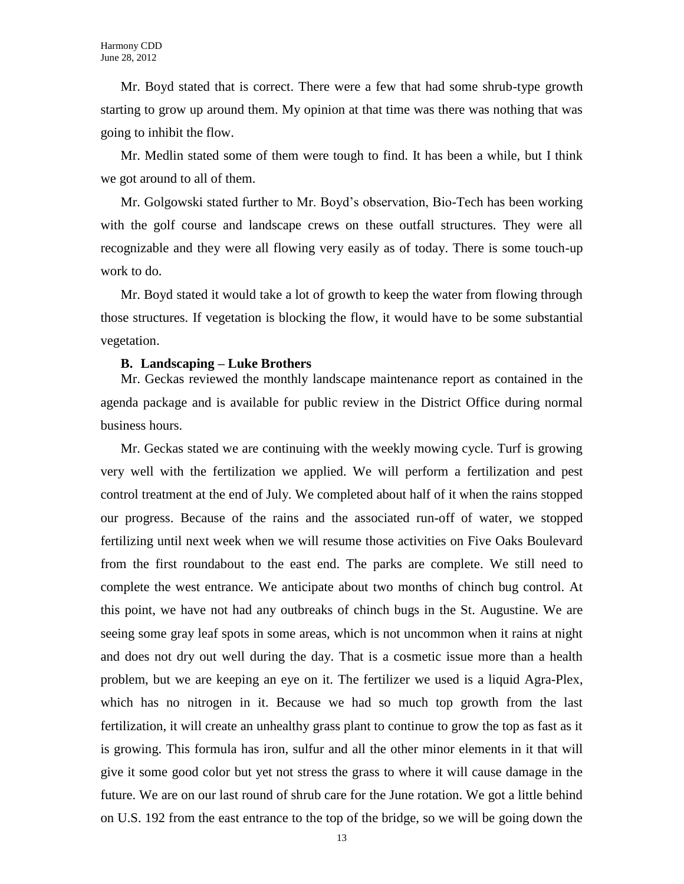Mr. Boyd stated that is correct. There were a few that had some shrub-type growth starting to grow up around them. My opinion at that time was there was nothing that was going to inhibit the flow.

Mr. Medlin stated some of them were tough to find. It has been a while, but I think we got around to all of them.

Mr. Golgowski stated further to Mr. Boyd's observation, Bio-Tech has been working with the golf course and landscape crews on these outfall structures. They were all recognizable and they were all flowing very easily as of today. There is some touch-up work to do.

Mr. Boyd stated it would take a lot of growth to keep the water from flowing through those structures. If vegetation is blocking the flow, it would have to be some substantial vegetation.

**B. Landscaping – Luke Brothers**

Mr. Geckas reviewed the monthly landscape maintenance report as contained in the agenda package and is available for public review in the District Office during normal business hours.

Mr. Geckas stated we are continuing with the weekly mowing cycle. Turf is growing very well with the fertilization we applied. We will perform a fertilization and pest control treatment at the end of July. We completed about half of it when the rains stopped our progress. Because of the rains and the associated run-off of water, we stopped fertilizing until next week when we will resume those activities on Five Oaks Boulevard from the first roundabout to the east end. The parks are complete. We still need to complete the west entrance. We anticipate about two months of chinch bug control. At this point, we have not had any outbreaks of chinch bugs in the St. Augustine. We are seeing some gray leaf spots in some areas, which is not uncommon when it rains at night and does not dry out well during the day. That is a cosmetic issue more than a health problem, but we are keeping an eye on it. The fertilizer we used is a liquid Agra-Plex, which has no nitrogen in it. Because we had so much top growth from the last fertilization, it will create an unhealthy grass plant to continue to grow the top as fast as it is growing. This formula has iron, sulfur and all the other minor elements in it that will give it some good color but yet not stress the grass to where it will cause damage in the future. We are on our last round of shrub care for the June rotation. We got a little behind on U.S. 192 from the east entrance to the top of the bridge, so we will be going down the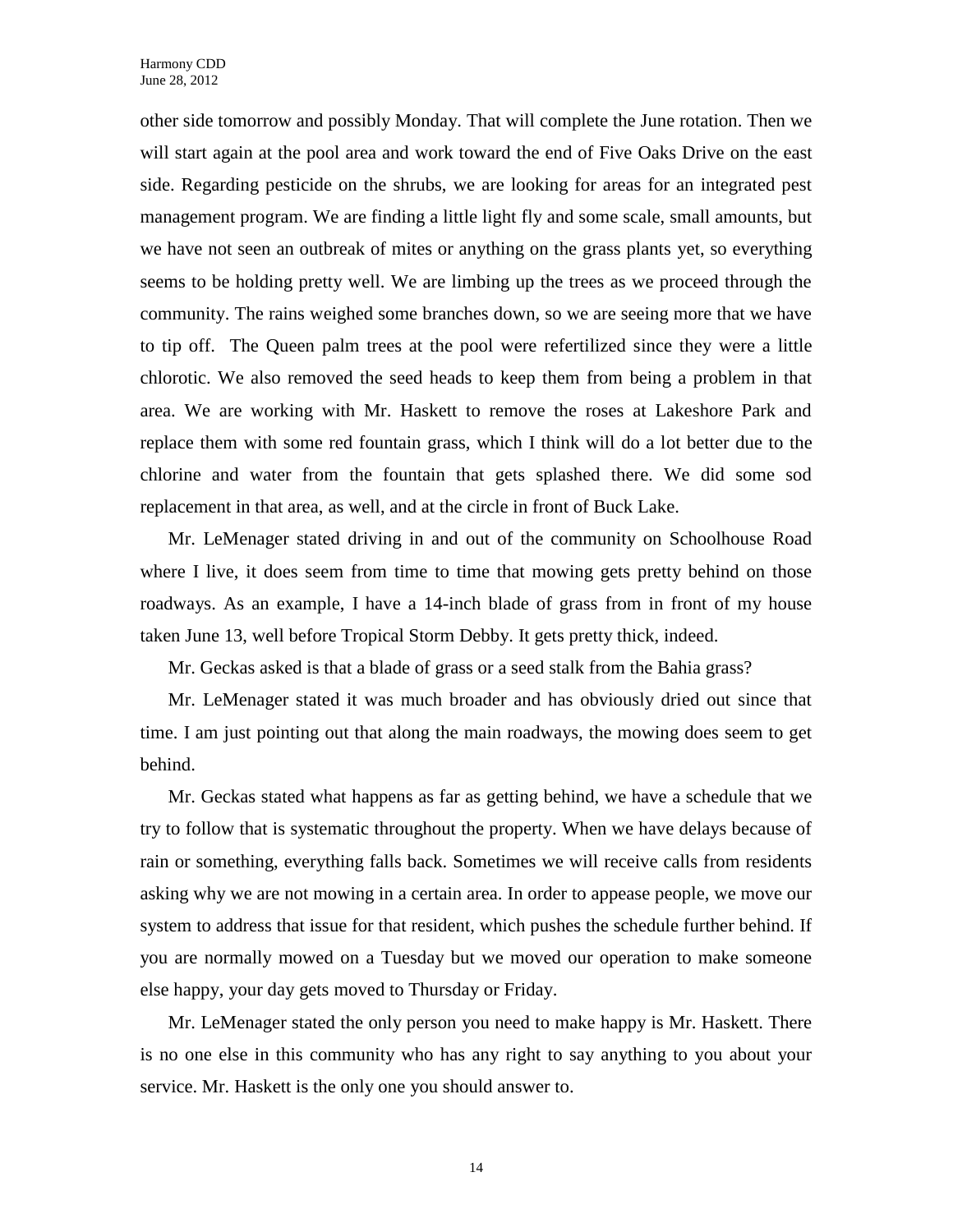other side tomorrow and possibly Monday. That will complete the June rotation. Then we will start again at the pool area and work toward the end of Five Oaks Drive on the east side. Regarding pesticide on the shrubs, we are looking for areas for an integrated pest management program. We are finding a little light fly and some scale, small amounts, but we have not seen an outbreak of mites or anything on the grass plants yet, so everything seems to be holding pretty well. We are limbing up the trees as we proceed through the community. The rains weighed some branches down, so we are seeing more that we have to tip off. The Queen palm trees at the pool were refertilized since they were a little chlorotic. We also removed the seed heads to keep them from being a problem in that area. We are working with Mr. Haskett to remove the roses at Lakeshore Park and replace them with some red fountain grass, which I think will do a lot better due to the chlorine and water from the fountain that gets splashed there. We did some sod replacement in that area, as well, and at the circle in front of Buck Lake.

Mr. LeMenager stated driving in and out of the community on Schoolhouse Road where I live, it does seem from time to time that mowing gets pretty behind on those roadways. As an example, I have a 14-inch blade of grass from in front of my house taken June 13, well before Tropical Storm Debby. It gets pretty thick, indeed.

Mr. Geckas asked is that a blade of grass or a seed stalk from the Bahia grass?

Mr. LeMenager stated it was much broader and has obviously dried out since that time. I am just pointing out that along the main roadways, the mowing does seem to get behind.

Mr. Geckas stated what happens as far as getting behind, we have a schedule that we try to follow that is systematic throughout the property. When we have delays because of rain or something, everything falls back. Sometimes we will receive calls from residents asking why we are not mowing in a certain area. In order to appease people, we move our system to address that issue for that resident, which pushes the schedule further behind. If you are normally mowed on a Tuesday but we moved our operation to make someone else happy, your day gets moved to Thursday or Friday.

Mr. LeMenager stated the only person you need to make happy is Mr. Haskett. There is no one else in this community who has any right to say anything to you about your service. Mr. Haskett is the only one you should answer to.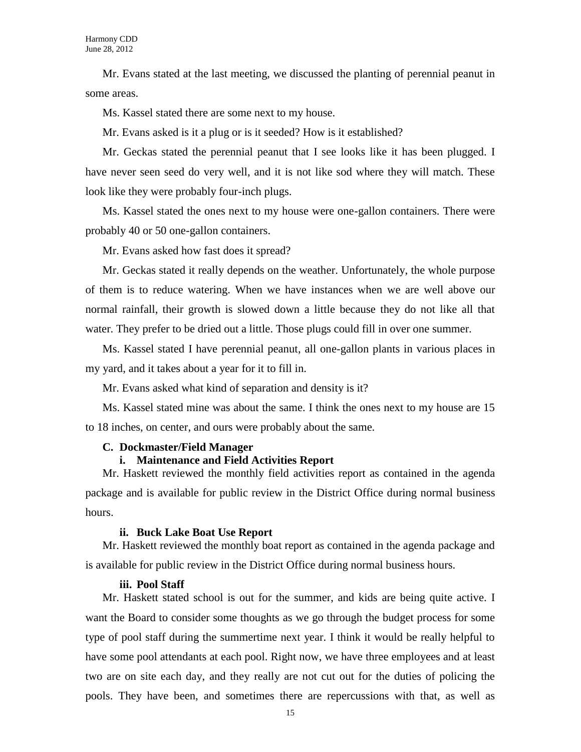Mr. Evans stated at the last meeting, we discussed the planting of perennial peanut in some areas.

Ms. Kassel stated there are some next to my house.

Mr. Evans asked is it a plug or is it seeded? How is it established?

Mr. Geckas stated the perennial peanut that I see looks like it has been plugged. I have never seen seed do very well, and it is not like sod where they will match. These look like they were probably four-inch plugs.

Ms. Kassel stated the ones next to my house were one-gallon containers. There were probably 40 or 50 one-gallon containers.

Mr. Evans asked how fast does it spread?

Mr. Geckas stated it really depends on the weather. Unfortunately, the whole purpose of them is to reduce watering. When we have instances when we are well above our normal rainfall, their growth is slowed down a little because they do not like all that water. They prefer to be dried out a little. Those plugs could fill in over one summer.

Ms. Kassel stated I have perennial peanut, all one-gallon plants in various places in my yard, and it takes about a year for it to fill in.

Mr. Evans asked what kind of separation and density is it?

Ms. Kassel stated mine was about the same. I think the ones next to my house are 15 to 18 inches, on center, and ours were probably about the same.

**C. Dockmaster/Field Manager**

**i. Maintenance and Field Activities Report**

Mr. Haskett reviewed the monthly field activities report as contained in the agenda package and is available for public review in the District Office during normal business hours.

**ii. Buck Lake Boat Use Report**

Mr. Haskett reviewed the monthly boat report as contained in the agenda package and is available for public review in the District Office during normal business hours.

**iii. Pool Staff**

Mr. Haskett stated school is out for the summer, and kids are being quite active. I want the Board to consider some thoughts as we go through the budget process for some type of pool staff during the summertime next year. I think it would be really helpful to have some pool attendants at each pool. Right now, we have three employees and at least two are on site each day, and they really are not cut out for the duties of policing the pools. They have been, and sometimes there are repercussions with that, as well as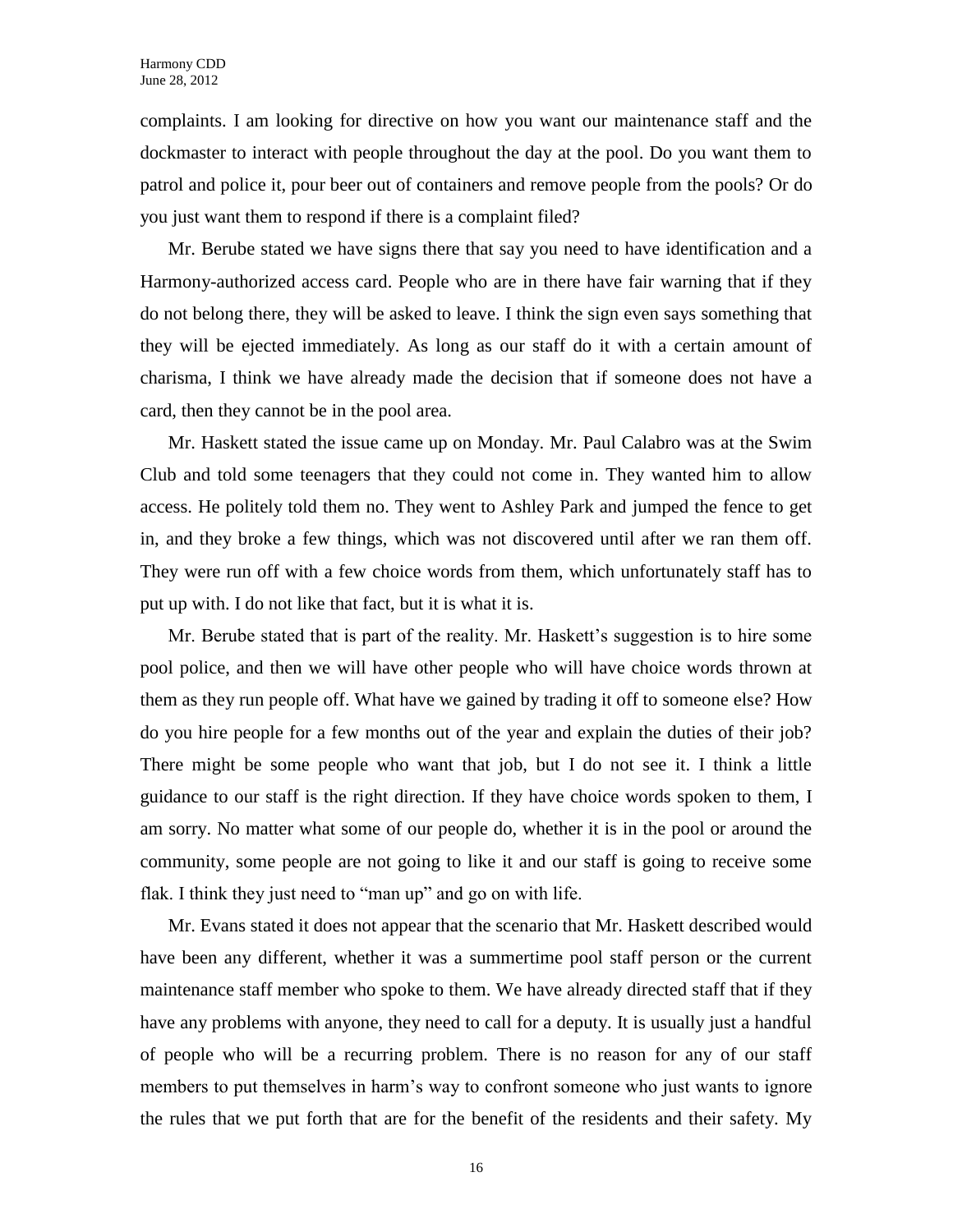complaints. I am looking for directive on how you want our maintenance staff and the dockmaster to interact with people throughout the day at the pool. Do you want them to patrol and police it, pour beer out of containers and remove people from the pools? Or do you just want them to respond if there is a complaint filed?

Mr. Berube stated we have signs there that say you need to have identification and a Harmony-authorized access card. People who are in there have fair warning that if they do not belong there, they will be asked to leave. I think the sign even says something that they will be ejected immediately. As long as our staff do it with a certain amount of charisma, I think we have already made the decision that if someone does not have a card, then they cannot be in the pool area.

Mr. Haskett stated the issue came up on Monday. Mr. Paul Calabro was at the Swim Club and told some teenagers that they could not come in. They wanted him to allow access. He politely told them no. They went to Ashley Park and jumped the fence to get in, and they broke a few things, which was not discovered until after we ran them off. They were run off with a few choice words from them, which unfortunately staff has to put up with. I do not like that fact, but it is what it is.

Mr. Berube stated that is part of the reality. Mr. Haskett's suggestion is to hire some pool police, and then we will have other people who will have choice words thrown at them as they run people off. What have we gained by trading it off to someone else? How do you hire people for a few months out of the year and explain the duties of their job? There might be some people who want that job, but I do not see it. I think a little guidance to our staff is the right direction. If they have choice words spoken to them, I am sorry. No matter what some of our people do, whether it is in the pool or around the community, some people are not going to like it and our staff is going to receive some flak. I think they just need to "man up" and go on with life.

Mr. Evans stated it does not appear that the scenario that Mr. Haskett described would have been any different, whether it was a summertime pool staff person or the current maintenance staff member who spoke to them. We have already directed staff that if they have any problems with anyone, they need to call for a deputy. It is usually just a handful of people who will be a recurring problem. There is no reason for any of our staff members to put themselves in harm's way to confront someone who just wants to ignore the rules that we put forth that are for the benefit of the residents and their safety. My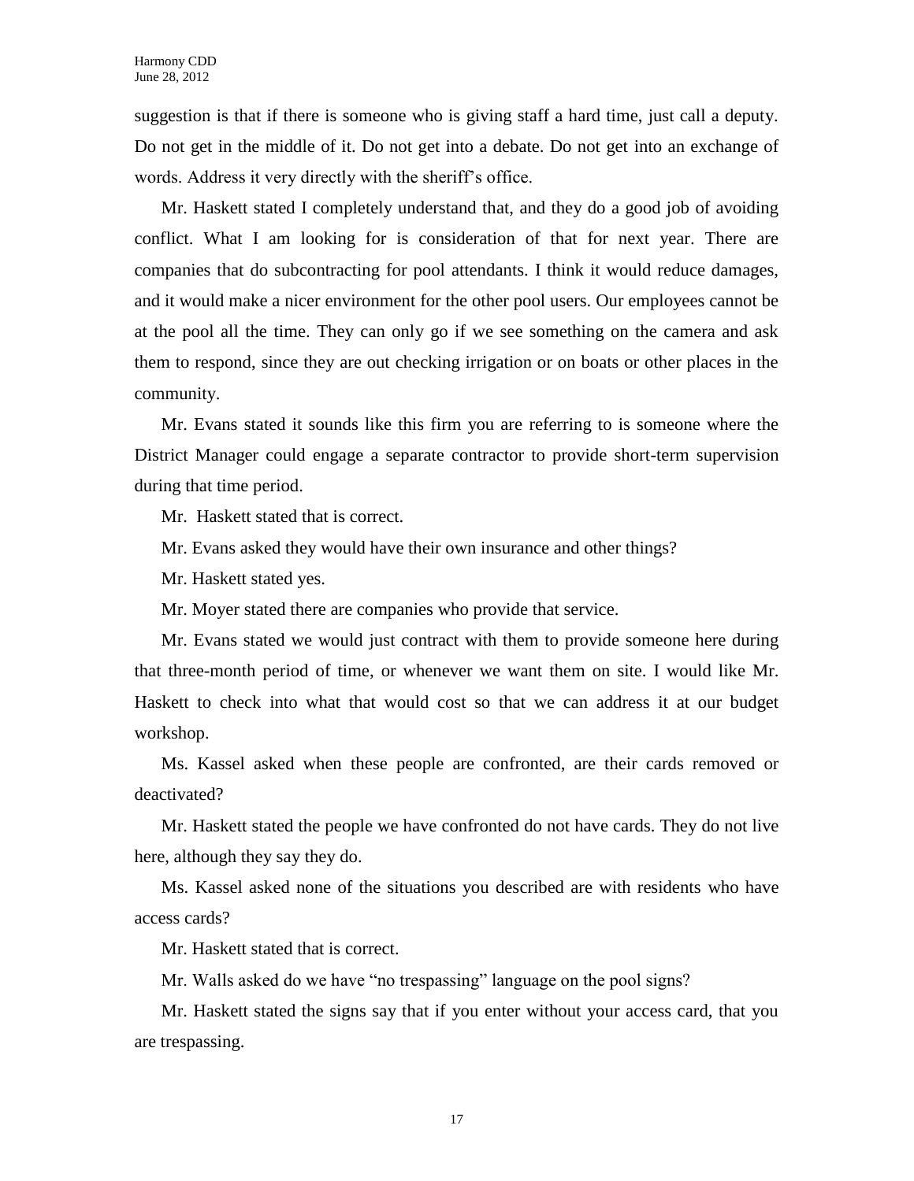suggestion is that if there is someone who is giving staff a hard time, just call a deputy. Do not get in the middle of it. Do not get into a debate. Do not get into an exchange of words. Address it very directly with the sheriff's office.

Mr. Haskett stated I completely understand that, and they do a good job of avoiding conflict. What I am looking for is consideration of that for next year. There are companies that do subcontracting for pool attendants. I think it would reduce damages, and it would make a nicer environment for the other pool users. Our employees cannot be at the pool all the time. They can only go if we see something on the camera and ask them to respond, since they are out checking irrigation or on boats or other places in the community.

Mr. Evans stated it sounds like this firm you are referring to is someone where the District Manager could engage a separate contractor to provide short-term supervision during that time period.

Mr. Haskett stated that is correct.

Mr. Evans asked they would have their own insurance and other things?

Mr. Haskett stated yes.

Mr. Moyer stated there are companies who provide that service.

Mr. Evans stated we would just contract with them to provide someone here during that three-month period of time, or whenever we want them on site. I would like Mr. Haskett to check into what that would cost so that we can address it at our budget workshop.

Ms. Kassel asked when these people are confronted, are their cards removed or deactivated?

Mr. Haskett stated the people we have confronted do not have cards. They do not live here, although they say they do.

Ms. Kassel asked none of the situations you described are with residents who have access cards?

Mr. Haskett stated that is correct.

Mr. Walls asked do we have "no trespassing" language on the pool signs?

Mr. Haskett stated the signs say that if you enter without your access card, that you are trespassing.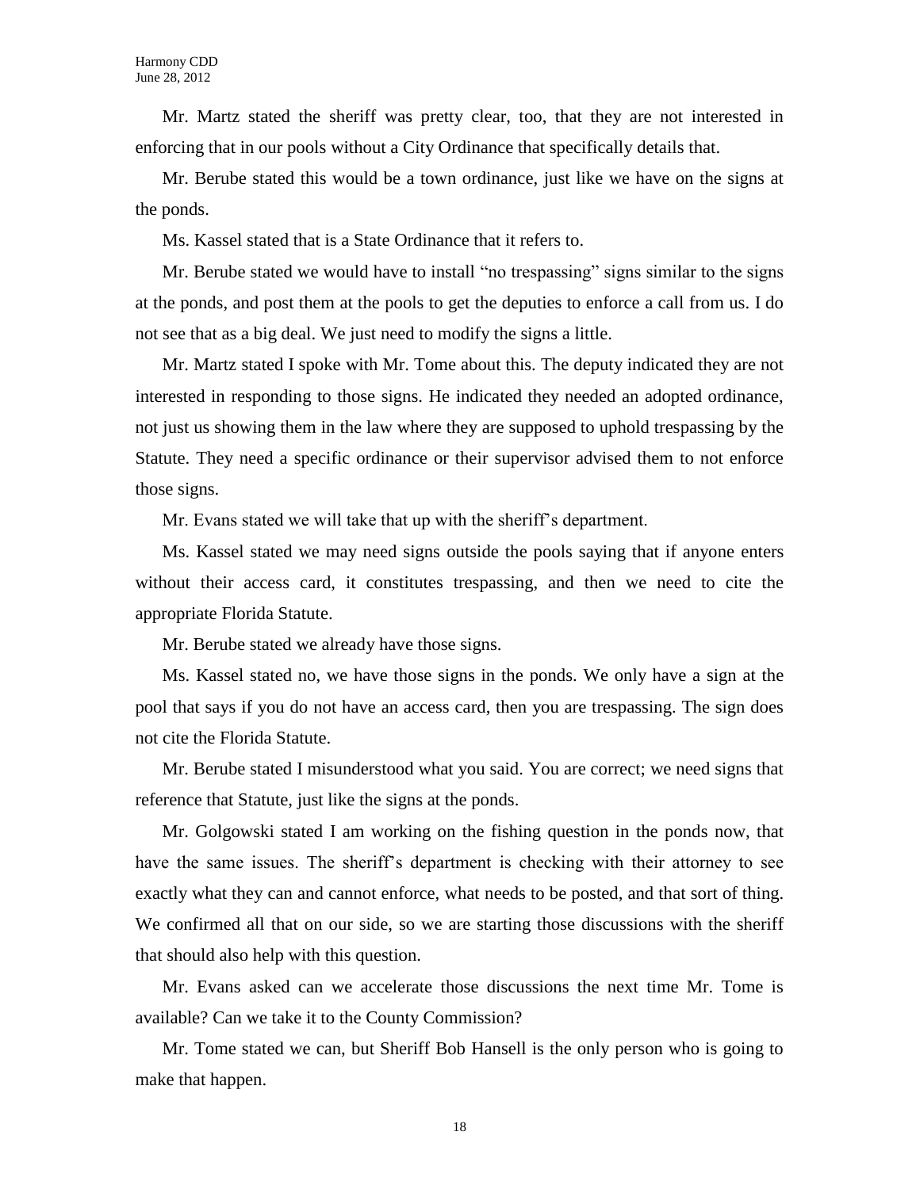Mr. Martz stated the sheriff was pretty clear, too, that they are not interested in enforcing that in our pools without a City Ordinance that specifically details that.

Mr. Berube stated this would be a town ordinance, just like we have on the signs at the ponds.

Ms. Kassel stated that is a State Ordinance that it refers to.

Mr. Berube stated we would have to install "no trespassing" signs similar to the signs at the ponds, and post them at the pools to get the deputies to enforce a call from us. I do not see that as a big deal. We just need to modify the signs a little.

Mr. Martz stated I spoke with Mr. Tome about this. The deputy indicated they are not interested in responding to those signs. He indicated they needed an adopted ordinance, not just us showing them in the law where they are supposed to uphold trespassing by the Statute. They need a specific ordinance or their supervisor advised them to not enforce those signs.

Mr. Evans stated we will take that up with the sheriff's department.

Ms. Kassel stated we may need signs outside the pools saying that if anyone enters without their access card, it constitutes trespassing, and then we need to cite the appropriate Florida Statute.

Mr. Berube stated we already have those signs.

Ms. Kassel stated no, we have those signs in the ponds. We only have a sign at the pool that says if you do not have an access card, then you are trespassing. The sign does not cite the Florida Statute.

Mr. Berube stated I misunderstood what you said. You are correct; we need signs that reference that Statute, just like the signs at the ponds.

Mr. Golgowski stated I am working on the fishing question in the ponds now, that have the same issues. The sheriff's department is checking with their attorney to see exactly what they can and cannot enforce, what needs to be posted, and that sort of thing. We confirmed all that on our side, so we are starting those discussions with the sheriff that should also help with this question.

Mr. Evans asked can we accelerate those discussions the next time Mr. Tome is available? Can we take it to the County Commission?

Mr. Tome stated we can, but Sheriff Bob Hansell is the only person who is going to make that happen.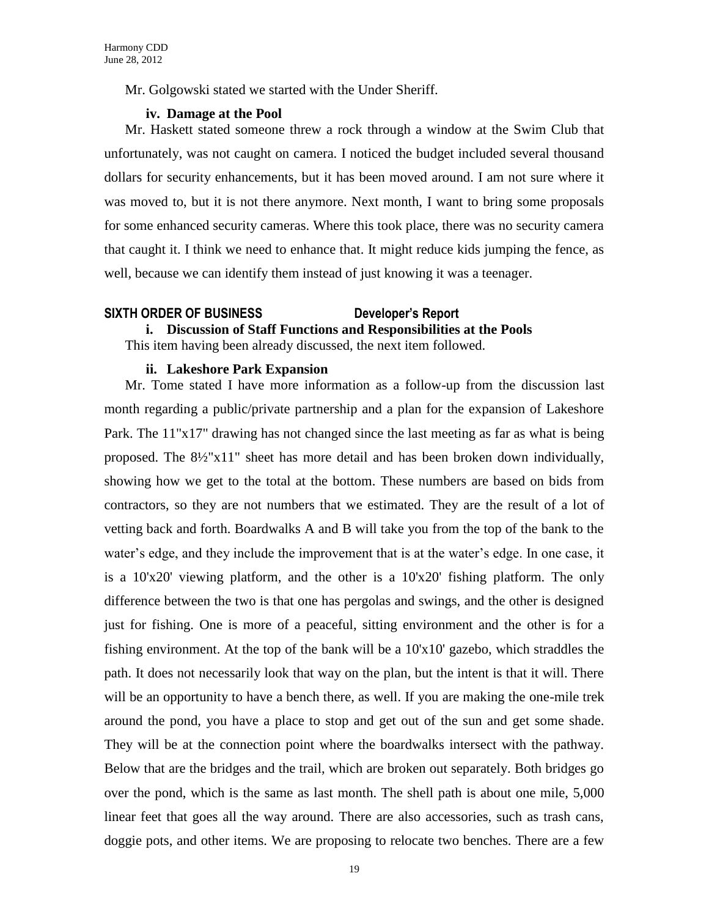Mr. Golgowski stated we started with the Under Sheriff.

**iv. Damage at the Pool**

Mr. Haskett stated someone threw a rock through a window at the Swim Club that unfortunately, was not caught on camera. I noticed the budget included several thousand dollars for security enhancements, but it has been moved around. I am not sure where it was moved to, but it is not there anymore. Next month, I want to bring some proposals for some enhanced security cameras. Where this took place, there was no security camera that caught it. I think we need to enhance that. It might reduce kids jumping the fence, as well, because we can identify them instead of just knowing it was a teenager.

## SIXTH ORDER OF BUSINESS Developer's Report

**i. Discussion of Staff Functions and Responsibilities at the Pools**

This item having been already discussed, the next item followed.

**ii. Lakeshore Park Expansion**

Mr. Tome stated I have more information as a follow-up from the discussion last month regarding a public/private partnership and a plan for the expansion of Lakeshore Park. The 11"x17" drawing has not changed since the last meeting as far as what is being proposed. The 8½"x11" sheet has more detail and has been broken down individually, showing how we get to the total at the bottom. These numbers are based on bids from contractors, so they are not numbers that we estimated. They are the result of a lot of vetting back and forth. Boardwalks A and B will take you from the top of the bank to the water's edge, and they include the improvement that is at the water's edge. In one case, it is a 10'x20' viewing platform, and the other is a 10'x20' fishing platform. The only difference between the two is that one has pergolas and swings, and the other is designed just for fishing. One is more of a peaceful, sitting environment and the other is for a fishing environment. At the top of the bank will be a 10'x10' gazebo, which straddles the path. It does not necessarily look that way on the plan, but the intent is that it will. There will be an opportunity to have a bench there, as well. If you are making the one-mile trek around the pond, you have a place to stop and get out of the sun and get some shade. They will be at the connection point where the boardwalks intersect with the pathway. Below that are the bridges and the trail, which are broken out separately. Both bridges go over the pond, which is the same as last month. The shell path is about one mile, 5,000 linear feet that goes all the way around. There are also accessories, such as trash cans, doggie pots, and other items. We are proposing to relocate two benches. There are a few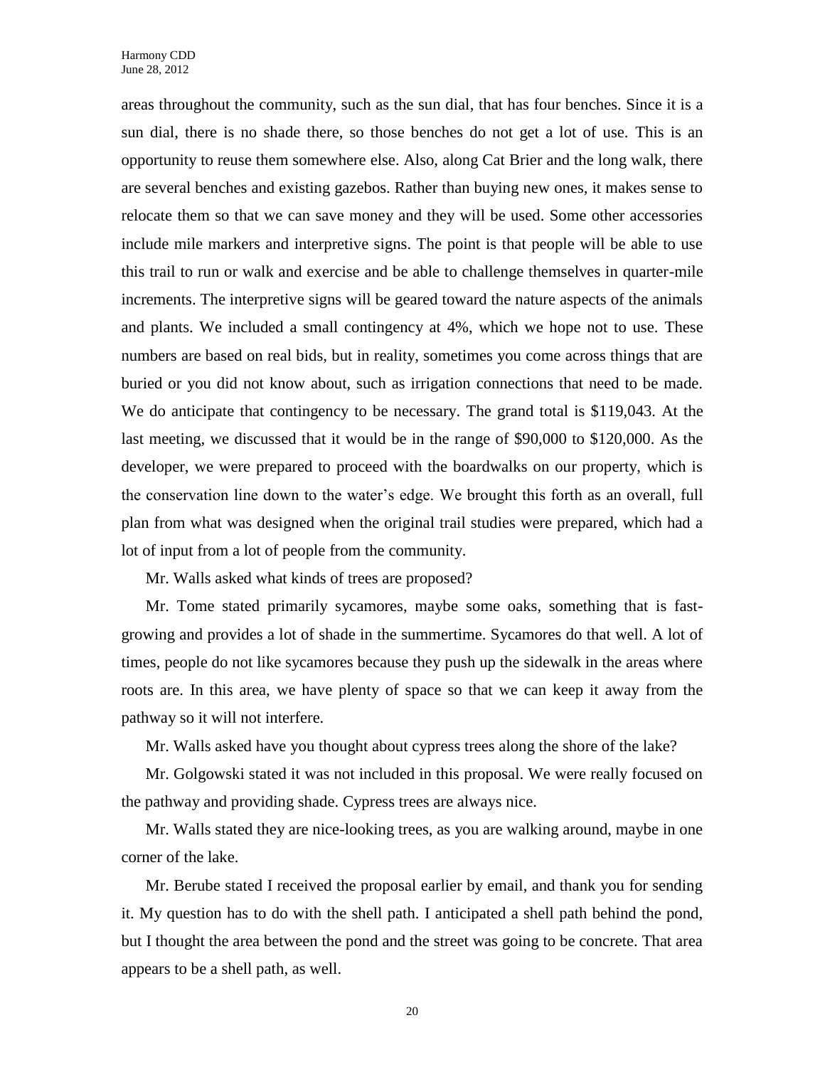areas throughout the community, such as the sun dial, that has four benches. Since it is a sun dial, there is no shade there, so those benches do not get a lot of use. This is an opportunity to reuse them somewhere else. Also, along Cat Brier and the long walk, there are several benches and existing gazebos. Rather than buying new ones, it makes sense to relocate them so that we can save money and they will be used. Some other accessories include mile markers and interpretive signs. The point is that people will be able to use this trail to run or walk and exercise and be able to challenge themselves in quarter-mile increments. The interpretive signs will be geared toward the nature aspects of the animals and plants. We included a small contingency at 4%, which we hope not to use. These numbers are based on real bids, but in reality, sometimes you come across things that are buried or you did not know about, such as irrigation connections that need to be made. We do anticipate that contingency to be necessary. The grand total is $119,043. At the last meeting, we discussed that it would be in the range of $90,000 to $120,000. As the developer, we were prepared to proceed with the boardwalks on our property, which is the conservation line down to the water's edge. We brought this forth as an overall, full plan from what was designed when the original trail studies were prepared, which had a lot of input from a lot of people from the community.

Mr. Walls asked what kinds of trees are proposed?

Mr. Tome stated primarily sycamores, maybe some oaks, something that is fast-growing and provides a lot of shade in the summertime. Sycamores do that well. A lot of times, people do not like sycamores because they push up the sidewalk in the areas where roots are. In this area, we have plenty of space so that we can keep it away from the pathway so it will not interfere.

Mr. Walls asked have you thought about cypress trees along the shore of the lake?

Mr. Golgowski stated it was not included in this proposal. We were really focused on the pathway and providing shade. Cypress trees are always nice.

Mr. Walls stated they are nice-looking trees, as you are walking around, maybe in one corner of the lake.

Mr. Berube stated I received the proposal earlier by email, and thank you for sending it. My question has to do with the shell path. I anticipated a shell path behind the pond, but I thought the area between the pond and the street was going to be concrete. That area appears to be a shell path, as well.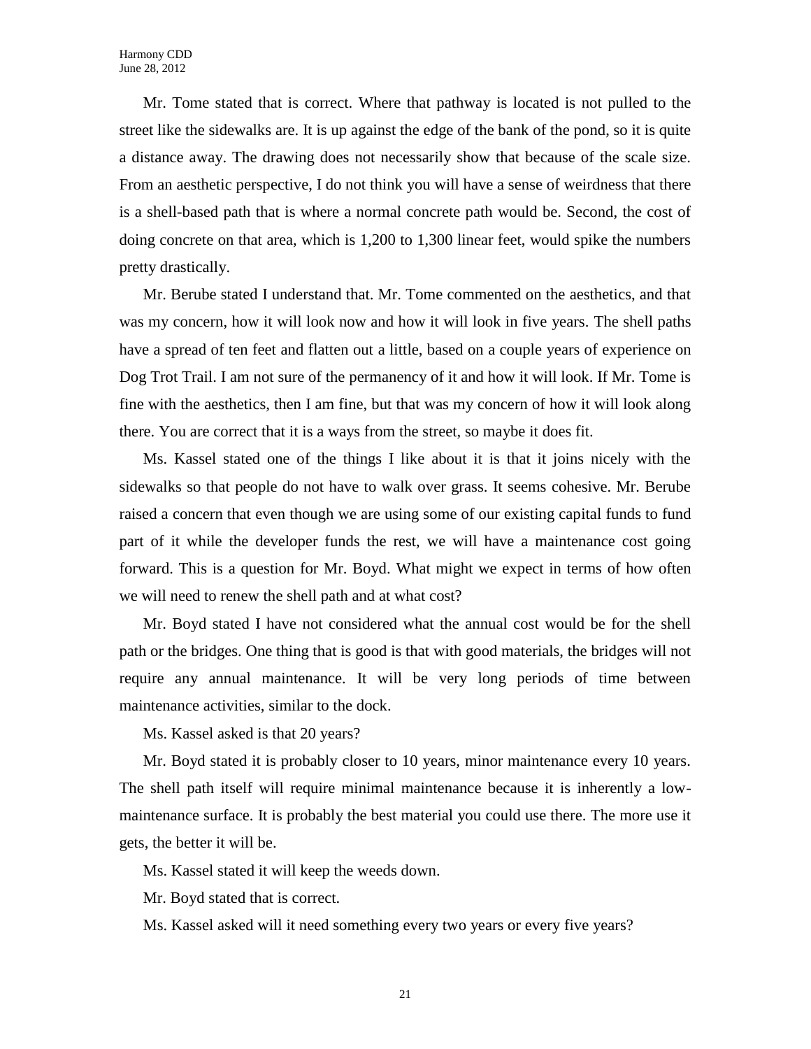Mr. Tome stated that is correct. Where that pathway is located is not pulled to the street like the sidewalks are. It is up against the edge of the bank of the pond, so it is quite a distance away. The drawing does not necessarily show that because of the scale size. From an aesthetic perspective, I do not think you will have a sense of weirdness that there is a shell-based path that is where a normal concrete path would be. Second, the cost of doing concrete on that area, which is 1,200 to 1,300 linear feet, would spike the numbers pretty drastically.

Mr. Berube stated I understand that. Mr. Tome commented on the aesthetics, and that was my concern, how it will look now and how it will look in five years. The shell paths have a spread of ten feet and flatten out a little, based on a couple years of experience on Dog Trot Trail. I am not sure of the permanency of it and how it will look. If Mr. Tome is fine with the aesthetics, then I am fine, but that was my concern of how it will look along there. You are correct that it is a ways from the street, so maybe it does fit.

Ms. Kassel stated one of the things I like about it is that it joins nicely with the sidewalks so that people do not have to walk over grass. It seems cohesive. Mr. Berube raised a concern that even though we are using some of our existing capital funds to fund part of it while the developer funds the rest, we will have a maintenance cost going forward. This is a question for Mr. Boyd. What might we expect in terms of how often we will need to renew the shell path and at what cost?

Mr. Boyd stated I have not considered what the annual cost would be for the shell path or the bridges. One thing that is good is that with good materials, the bridges will not require any annual maintenance. It will be very long periods of time between maintenance activities, similar to the dock.

Ms. Kassel asked is that 20 years?

Mr. Boyd stated it is probably closer to 10 years, minor maintenance every 10 years. The shell path itself will require minimal maintenance because it is inherently a low-maintenance surface. It is probably the best material you could use there. The more use it gets, the better it will be.

Ms. Kassel stated it will keep the weeds down.

Mr. Boyd stated that is correct.

Ms. Kassel asked will it need something every two years or every five years?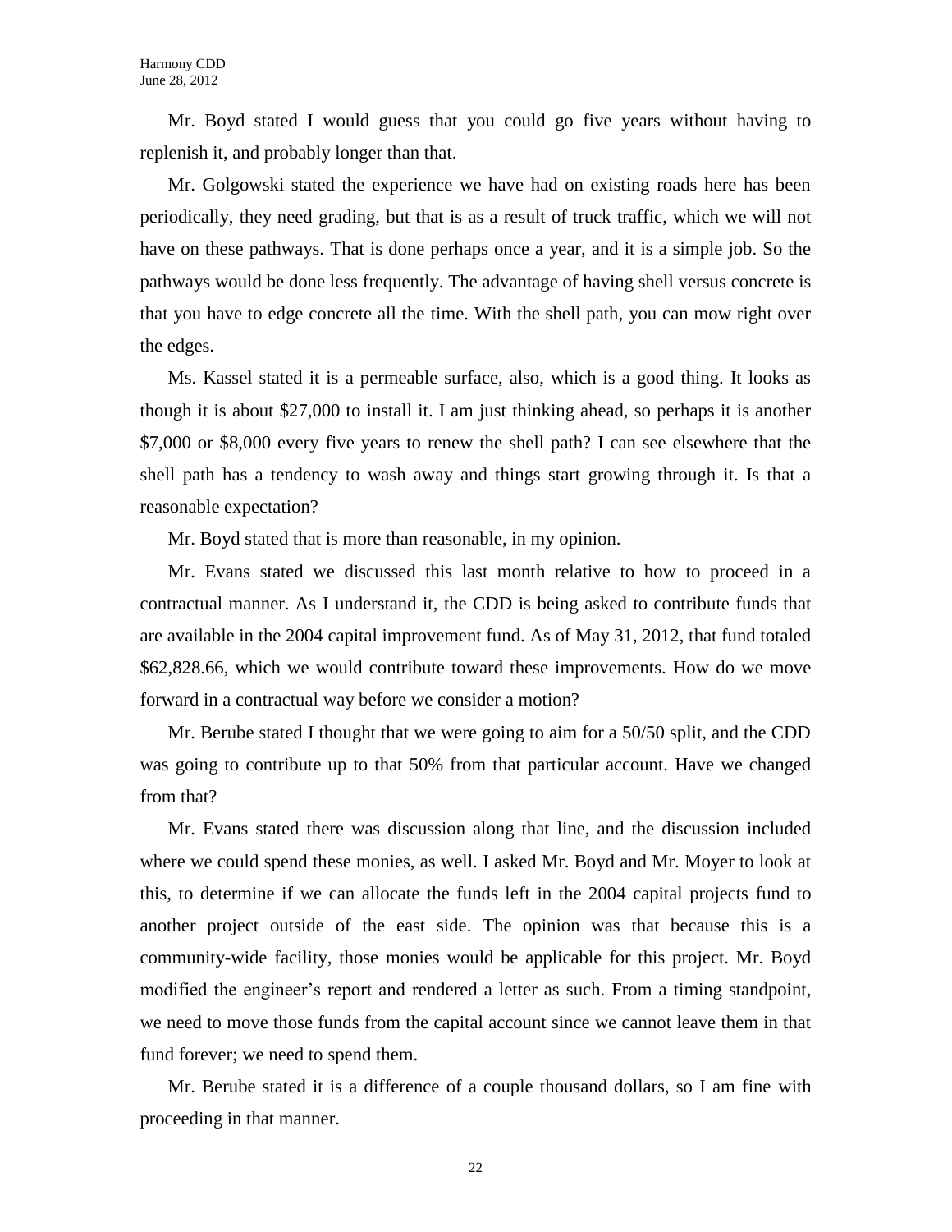Mr. Boyd stated I would guess that you could go five years without having to replenish it, and probably longer than that.

Mr. Golgowski stated the experience we have had on existing roads here has been periodically, they need grading, but that is as a result of truck traffic, which we will not have on these pathways. That is done perhaps once a year, and it is a simple job. So the pathways would be done less frequently. The advantage of having shell versus concrete is that you have to edge concrete all the time. With the shell path, you can mow right over the edges.

Ms. Kassel stated it is a permeable surface, also, which is a good thing. It looks as though it is about $27,000 to install it. I am just thinking ahead, so perhaps it is another $7,000 or $8,000 every five years to renew the shell path? I can see elsewhere that the shell path has a tendency to wash away and things start growing through it. Is that a reasonable expectation?

Mr. Boyd stated that is more than reasonable, in my opinion.

Mr. Evans stated we discussed this last month relative to how to proceed in a contractual manner. As I understand it, the CDD is being asked to contribute funds that are available in the 2004 capital improvement fund. As of May 31, 2012, that fund totaled $62,828.66, which we would contribute toward these improvements. How do we move forward in a contractual way before we consider a motion?

Mr. Berube stated I thought that we were going to aim for a 50/50 split, and the CDD was going to contribute up to that 50% from that particular account. Have we changed from that?

Mr. Evans stated there was discussion along that line, and the discussion included where we could spend these monies, as well. I asked Mr. Boyd and Mr. Moyer to look at this, to determine if we can allocate the funds left in the 2004 capital projects fund to another project outside of the east side. The opinion was that because this is a community-wide facility, those monies would be applicable for this project. Mr. Boyd modified the engineer's report and rendered a letter as such. From a timing standpoint, we need to move those funds from the capital account since we cannot leave them in that fund forever; we need to spend them.

Mr. Berube stated it is a difference of a couple thousand dollars, so I am fine with proceeding in that manner.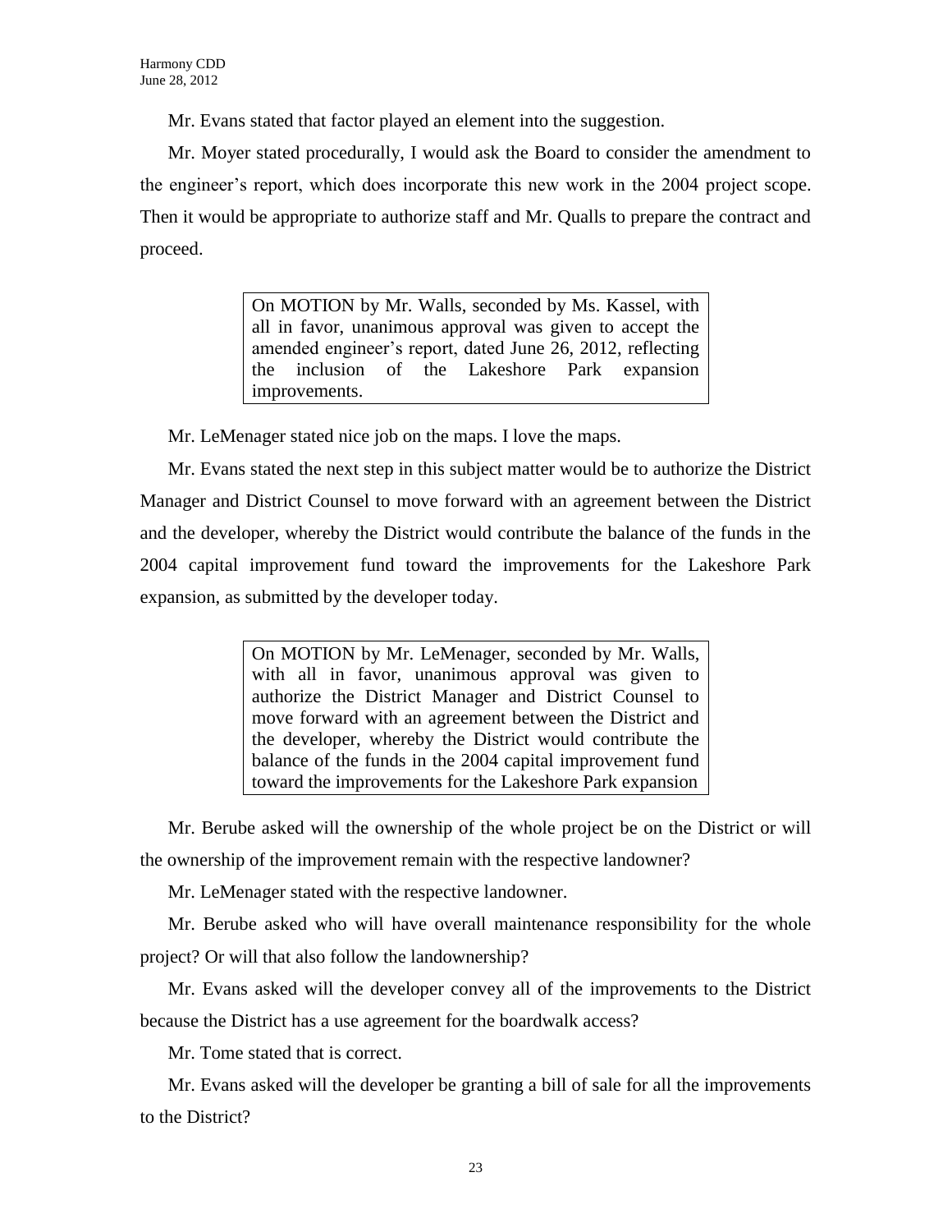Mr. Evans stated that factor played an element into the suggestion.

Mr. Moyer stated procedurally, I would ask the Board to consider the amendment to the engineer's report, which does incorporate this new work in the 2004 project scope. Then it would be appropriate to authorize staff and Mr. Qualls to prepare the contract and proceed.

> On MOTION by Mr. Walls, seconded by Ms. Kassel, with all in favor, unanimous approval was given to accept the amended engineer's report, dated June 26, 2012, reflecting the inclusion of the Lakeshore Park expansion improvements.

Mr. LeMenager stated nice job on the maps. I love the maps.

Mr. Evans stated the next step in this subject matter would be to authorize the District Manager and District Counsel to move forward with an agreement between the District and the developer, whereby the District would contribute the balance of the funds in the 2004 capital improvement fund toward the improvements for the Lakeshore Park expansion, as submitted by the developer today.

> On MOTION by Mr. LeMenager, seconded by Mr. Walls, with all in favor, unanimous approval was given to authorize the District Manager and District Counsel to move forward with an agreement between the District and the developer, whereby the District would contribute the balance of the funds in the 2004 capital improvement fund toward the improvements for the Lakeshore Park expansion

Mr. Berube asked will the ownership of the whole project be on the District or will the ownership of the improvement remain with the respective landowner?

Mr. LeMenager stated with the respective landowner.

Mr. Berube asked who will have overall maintenance responsibility for the whole project? Or will that also follow the landownership?

Mr. Evans asked will the developer convey all of the improvements to the District because the District has a use agreement for the boardwalk access?

Mr. Tome stated that is correct.

Mr. Evans asked will the developer be granting a bill of sale for all the improvements to the District?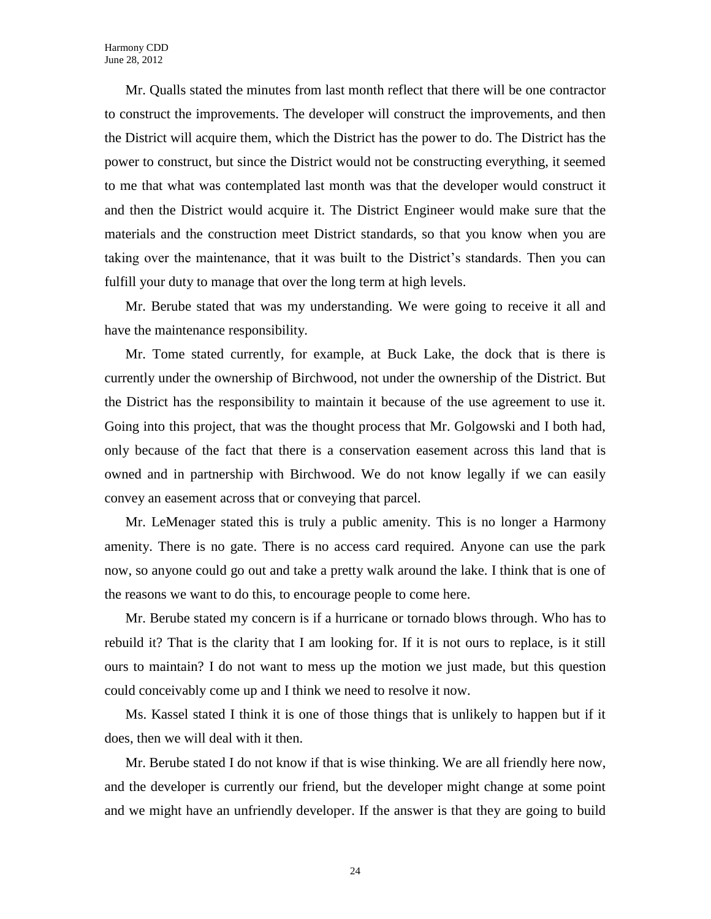Mr. Qualls stated the minutes from last month reflect that there will be one contractor to construct the improvements. The developer will construct the improvements, and then the District will acquire them, which the District has the power to do. The District has the power to construct, but since the District would not be constructing everything, it seemed to me that what was contemplated last month was that the developer would construct it and then the District would acquire it. The District Engineer would make sure that the materials and the construction meet District standards, so that you know when you are taking over the maintenance, that it was built to the District's standards. Then you can fulfill your duty to manage that over the long term at high levels.

Mr. Berube stated that was my understanding. We were going to receive it all and have the maintenance responsibility.

Mr. Tome stated currently, for example, at Buck Lake, the dock that is there is currently under the ownership of Birchwood, not under the ownership of the District. But the District has the responsibility to maintain it because of the use agreement to use it. Going into this project, that was the thought process that Mr. Golgowski and I both had, only because of the fact that there is a conservation easement across this land that is owned and in partnership with Birchwood. We do not know legally if we can easily convey an easement across that or conveying that parcel.

Mr. LeMenager stated this is truly a public amenity. This is no longer a Harmony amenity. There is no gate. There is no access card required. Anyone can use the park now, so anyone could go out and take a pretty walk around the lake. I think that is one of the reasons we want to do this, to encourage people to come here.

Mr. Berube stated my concern is if a hurricane or tornado blows through. Who has to rebuild it? That is the clarity that I am looking for. If it is not ours to replace, is it still ours to maintain? I do not want to mess up the motion we just made, but this question could conceivably come up and I think we need to resolve it now.

Ms. Kassel stated I think it is one of those things that is unlikely to happen but if it does, then we will deal with it then.

Mr. Berube stated I do not know if that is wise thinking. We are all friendly here now, and the developer is currently our friend, but the developer might change at some point and we might have an unfriendly developer. If the answer is that they are going to build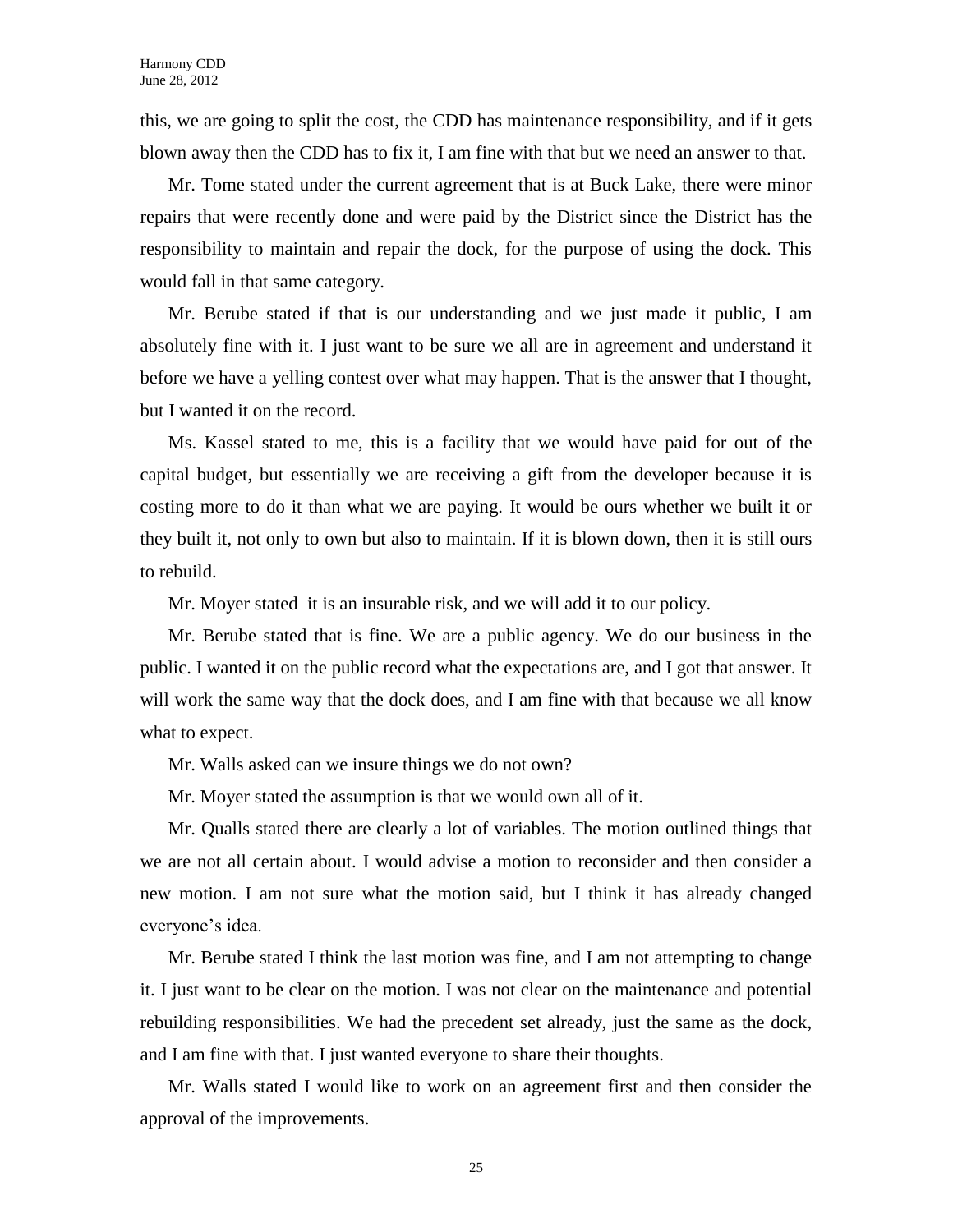this, we are going to split the cost, the CDD has maintenance responsibility, and if it gets blown away then the CDD has to fix it, I am fine with that but we need an answer to that.

Mr. Tome stated under the current agreement that is at Buck Lake, there were minor repairs that were recently done and were paid by the District since the District has the responsibility to maintain and repair the dock, for the purpose of using the dock. This would fall in that same category.

Mr. Berube stated if that is our understanding and we just made it public, I am absolutely fine with it. I just want to be sure we all are in agreement and understand it before we have a yelling contest over what may happen. That is the answer that I thought, but I wanted it on the record.

Ms. Kassel stated to me, this is a facility that we would have paid for out of the capital budget, but essentially we are receiving a gift from the developer because it is costing more to do it than what we are paying. It would be ours whether we built it or they built it, not only to own but also to maintain. If it is blown down, then it is still ours to rebuild.

Mr. Moyer stated it is an insurable risk, and we will add it to our policy.

Mr. Berube stated that is fine. We are a public agency. We do our business in the public. I wanted it on the public record what the expectations are, and I got that answer. It will work the same way that the dock does, and I am fine with that because we all know what to expect.

Mr. Walls asked can we insure things we do not own?

Mr. Moyer stated the assumption is that we would own all of it.

Mr. Qualls stated there are clearly a lot of variables. The motion outlined things that we are not all certain about. I would advise a motion to reconsider and then consider a new motion. I am not sure what the motion said, but I think it has already changed everyone's idea.

Mr. Berube stated I think the last motion was fine, and I am not attempting to change it. I just want to be clear on the motion. I was not clear on the maintenance and potential rebuilding responsibilities. We had the precedent set already, just the same as the dock, and I am fine with that. I just wanted everyone to share their thoughts.

Mr. Walls stated I would like to work on an agreement first and then consider the approval of the improvements.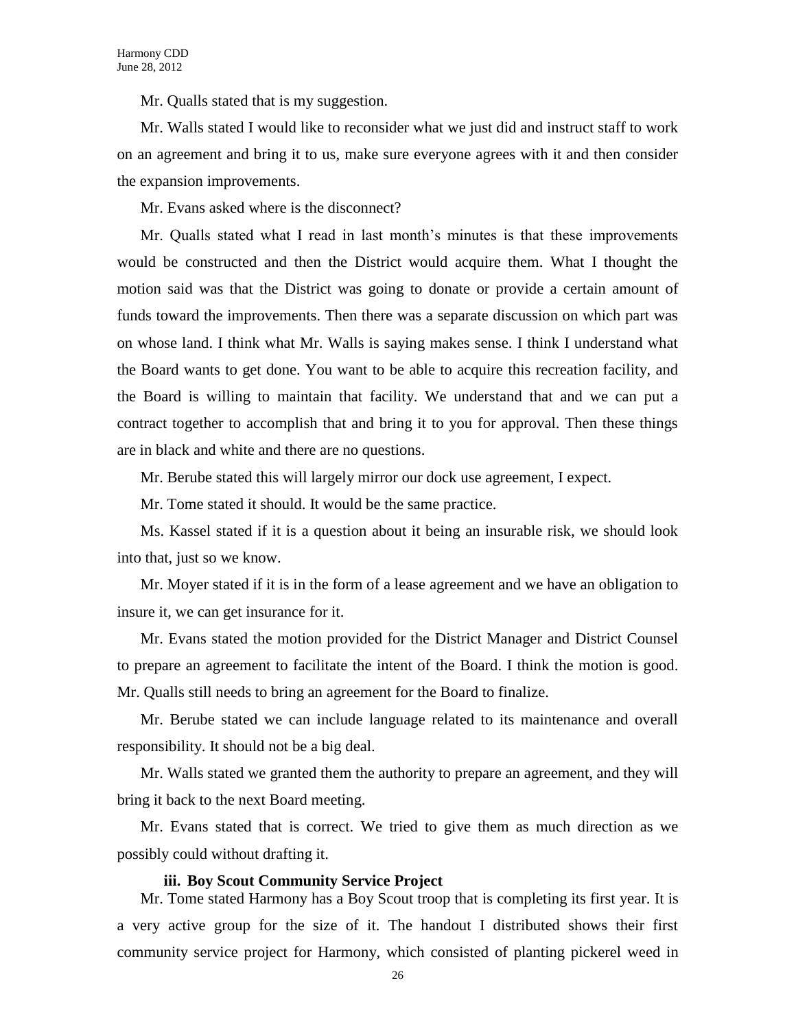Mr. Qualls stated that is my suggestion.

Mr. Walls stated I would like to reconsider what we just did and instruct staff to work on an agreement and bring it to us, make sure everyone agrees with it and then consider the expansion improvements.

Mr. Evans asked where is the disconnect?

Mr. Qualls stated what I read in last month's minutes is that these improvements would be constructed and then the District would acquire them. What I thought the motion said was that the District was going to donate or provide a certain amount of funds toward the improvements. Then there was a separate discussion on which part was on whose land. I think what Mr. Walls is saying makes sense. I think I understand what the Board wants to get done. You want to be able to acquire this recreation facility, and the Board is willing to maintain that facility. We understand that and we can put a contract together to accomplish that and bring it to you for approval. Then these things are in black and white and there are no questions.

Mr. Berube stated this will largely mirror our dock use agreement, I expect.

Mr. Tome stated it should. It would be the same practice.

Ms. Kassel stated if it is a question about it being an insurable risk, we should look into that, just so we know.

Mr. Moyer stated if it is in the form of a lease agreement and we have an obligation to insure it, we can get insurance for it.

Mr. Evans stated the motion provided for the District Manager and District Counsel to prepare an agreement to facilitate the intent of the Board. I think the motion is good. Mr. Qualls still needs to bring an agreement for the Board to finalize.

Mr. Berube stated we can include language related to its maintenance and overall responsibility. It should not be a big deal.

Mr. Walls stated we granted them the authority to prepare an agreement, and they will bring it back to the next Board meeting.

Mr. Evans stated that is correct. We tried to give them as much direction as we possibly could without drafting it.

**iii. Boy Scout Community Service Project**

Mr. Tome stated Harmony has a Boy Scout troop that is completing its first year. It is a very active group for the size of it. The handout I distributed shows their first community service project for Harmony, which consisted of planting pickerel weed in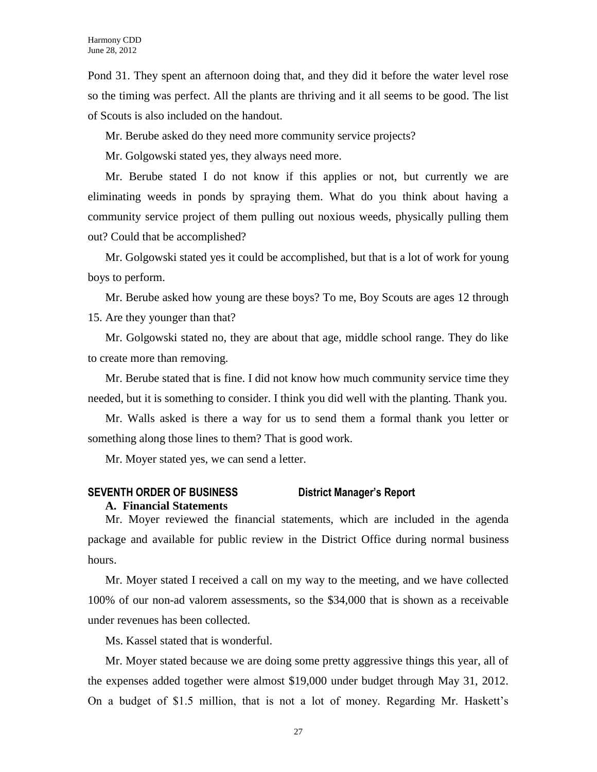Pond 31. They spent an afternoon doing that, and they did it before the water level rose so the timing was perfect. All the plants are thriving and it all seems to be good. The list of Scouts is also included on the handout.

Mr. Berube asked do they need more community service projects?

Mr. Golgowski stated yes, they always need more.

Mr. Berube stated I do not know if this applies or not, but currently we are eliminating weeds in ponds by spraying them. What do you think about having a community service project of them pulling out noxious weeds, physically pulling them out? Could that be accomplished?

Mr. Golgowski stated yes it could be accomplished, but that is a lot of work for young boys to perform.

Mr. Berube asked how young are these boys? To me, Boy Scouts are ages 12 through 15. Are they younger than that?

Mr. Golgowski stated no, they are about that age, middle school range. They do like to create more than removing.

Mr. Berube stated that is fine. I did not know how much community service time they needed, but it is something to consider. I think you did well with the planting. Thank you.

Mr. Walls asked is there a way for us to send them a formal thank you letter or something along those lines to them? That is good work.

Mr. Moyer stated yes, we can send a letter.

## SEVENTH ORDER OF BUSINESS District Manager's Report

### A. Financial Statements

Mr. Moyer reviewed the financial statements, which are included in the agenda package and available for public review in the District Office during normal business hours.

Mr. Moyer stated I received a call on my way to the meeting, and we have collected 100% of our non-ad valorem assessments, so the $34,000 that is shown as a receivable under revenues has been collected.

Ms. Kassel stated that is wonderful.

Mr. Moyer stated because we are doing some pretty aggressive things this year, all of the expenses added together were almost $19,000 under budget through May 31, 2012. On a budget of $1.5 million, that is not a lot of money. Regarding Mr. Haskett's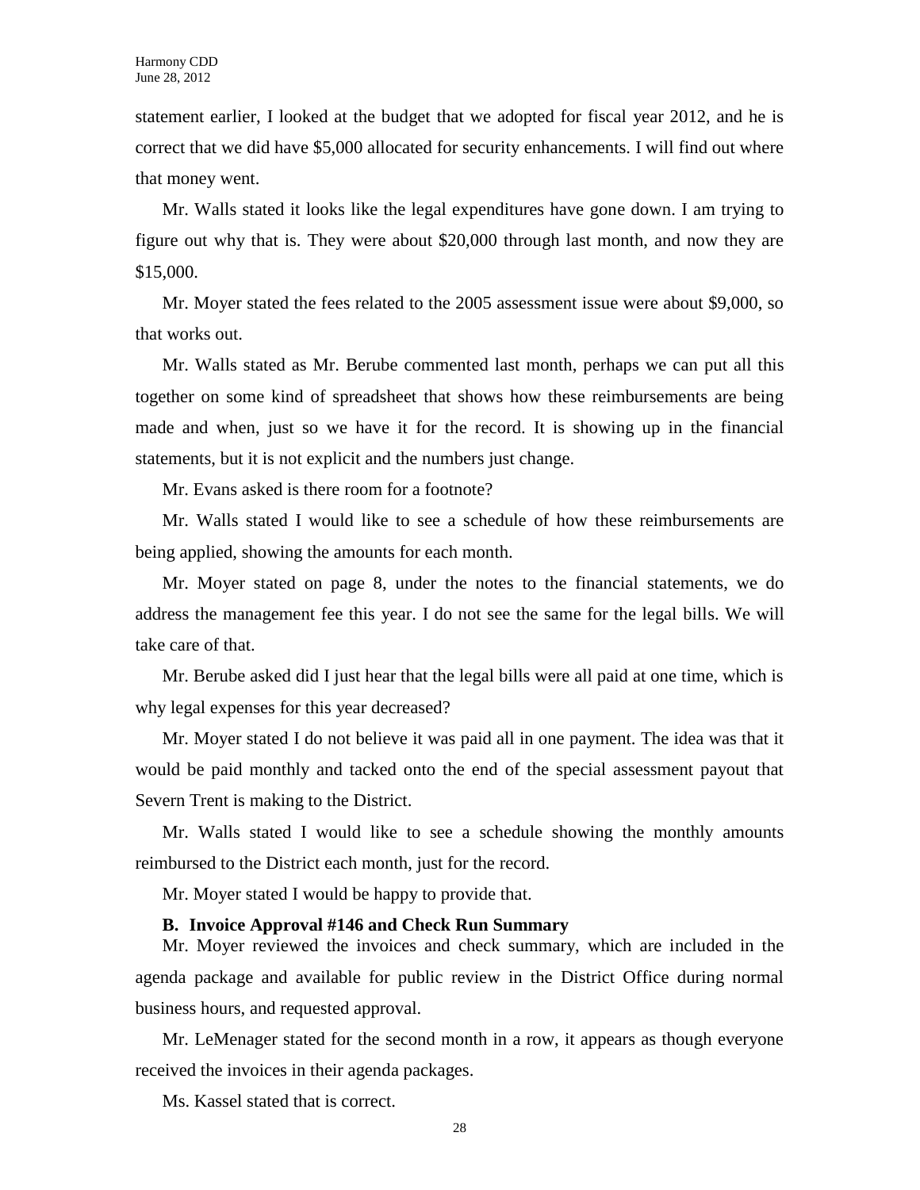statement earlier, I looked at the budget that we adopted for fiscal year 2012, and he is correct that we did have $5,000 allocated for security enhancements. I will find out where that money went.

Mr. Walls stated it looks like the legal expenditures have gone down. I am trying to figure out why that is. They were about $20,000 through last month, and now they are $15,000.

Mr. Moyer stated the fees related to the 2005 assessment issue were about $9,000, so that works out.

Mr. Walls stated as Mr. Berube commented last month, perhaps we can put all this together on some kind of spreadsheet that shows how these reimbursements are being made and when, just so we have it for the record. It is showing up in the financial statements, but it is not explicit and the numbers just change.

Mr. Evans asked is there room for a footnote?

Mr. Walls stated I would like to see a schedule of how these reimbursements are being applied, showing the amounts for each month.

Mr. Moyer stated on page 8, under the notes to the financial statements, we do address the management fee this year. I do not see the same for the legal bills. We will take care of that.

Mr. Berube asked did I just hear that the legal bills were all paid at one time, which is why legal expenses for this year decreased?

Mr. Moyer stated I do not believe it was paid all in one payment. The idea was that it would be paid monthly and tacked onto the end of the special assessment payout that Severn Trent is making to the District.

Mr. Walls stated I would like to see a schedule showing the monthly amounts reimbursed to the District each month, just for the record.

Mr. Moyer stated I would be happy to provide that.

**B. Invoice Approval #146 and Check Run Summary**

Mr. Moyer reviewed the invoices and check summary, which are included in the agenda package and available for public review in the District Office during normal business hours, and requested approval.

Mr. LeMenager stated for the second month in a row, it appears as though everyone received the invoices in their agenda packages.

Ms. Kassel stated that is correct.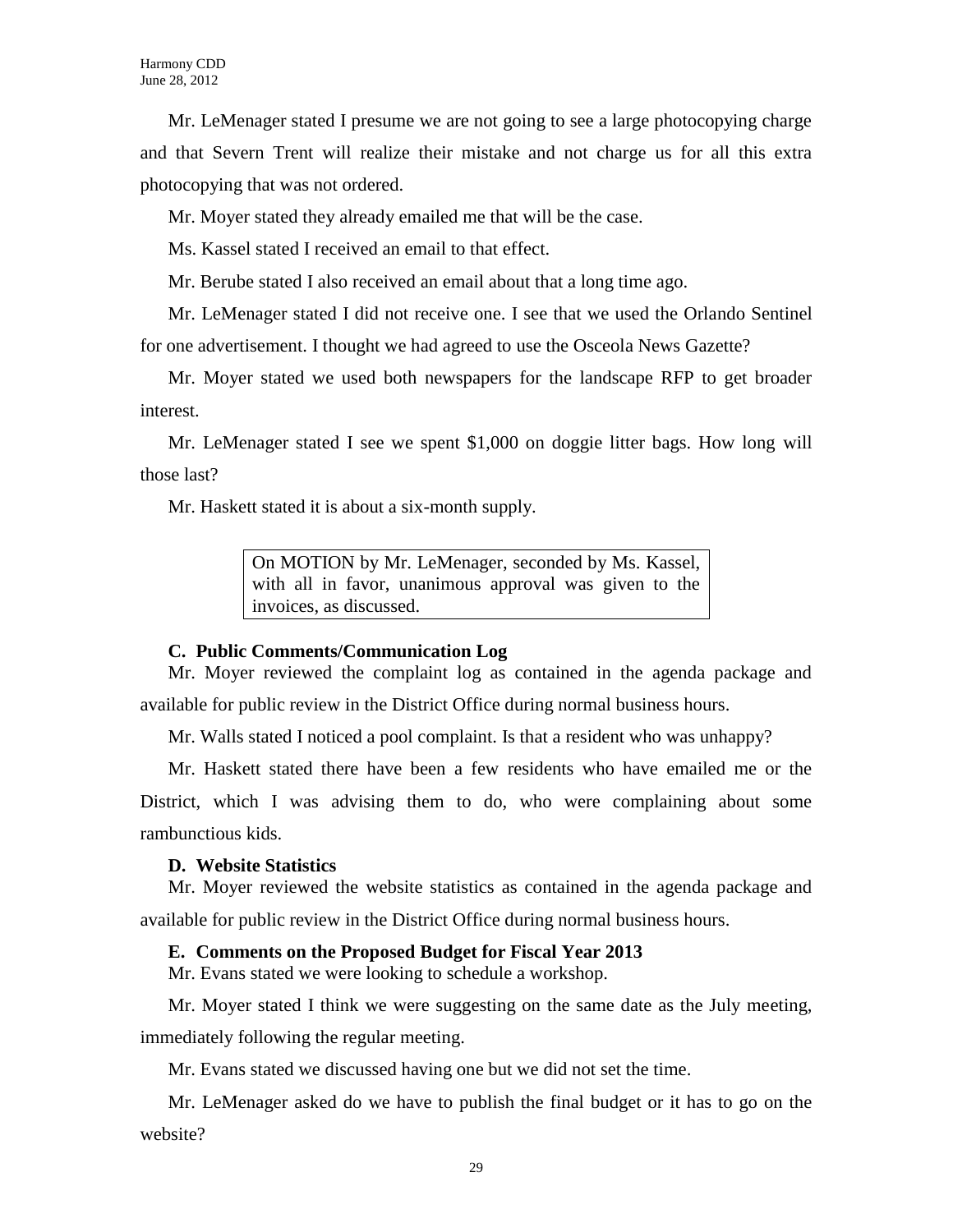Mr. LeMenager stated I presume we are not going to see a large photocopying charge and that Severn Trent will realize their mistake and not charge us for all this extra photocopying that was not ordered.

Mr. Moyer stated they already emailed me that will be the case.

Ms. Kassel stated I received an email to that effect.

Mr. Berube stated I also received an email about that a long time ago.

Mr. LeMenager stated I did not receive one. I see that we used the Orlando Sentinel for one advertisement. I thought we had agreed to use the Osceola News Gazette?

Mr. Moyer stated we used both newspapers for the landscape RFP to get broader interest.

Mr. LeMenager stated I see we spent $1,000 on doggie litter bags. How long will those last?

Mr. Haskett stated it is about a six-month supply.

> On MOTION by Mr. LeMenager, seconded by Ms. Kassel, with all in favor, unanimous approval was given to the invoices, as discussed.

**C. Public Comments/Communication Log**

Mr. Moyer reviewed the complaint log as contained in the agenda package and available for public review in the District Office during normal business hours.

Mr. Walls stated I noticed a pool complaint. Is that a resident who was unhappy?

Mr. Haskett stated there have been a few residents who have emailed me or the District, which I was advising them to do, who were complaining about some rambunctious kids.

**D. Website Statistics**

Mr. Moyer reviewed the website statistics as contained in the agenda package and available for public review in the District Office during normal business hours.

**E. Comments on the Proposed Budget for Fiscal Year 2013**

Mr. Evans stated we were looking to schedule a workshop.

Mr. Moyer stated I think we were suggesting on the same date as the July meeting, immediately following the regular meeting.

Mr. Evans stated we discussed having one but we did not set the time.

Mr. LeMenager asked do we have to publish the final budget or it has to go on the website?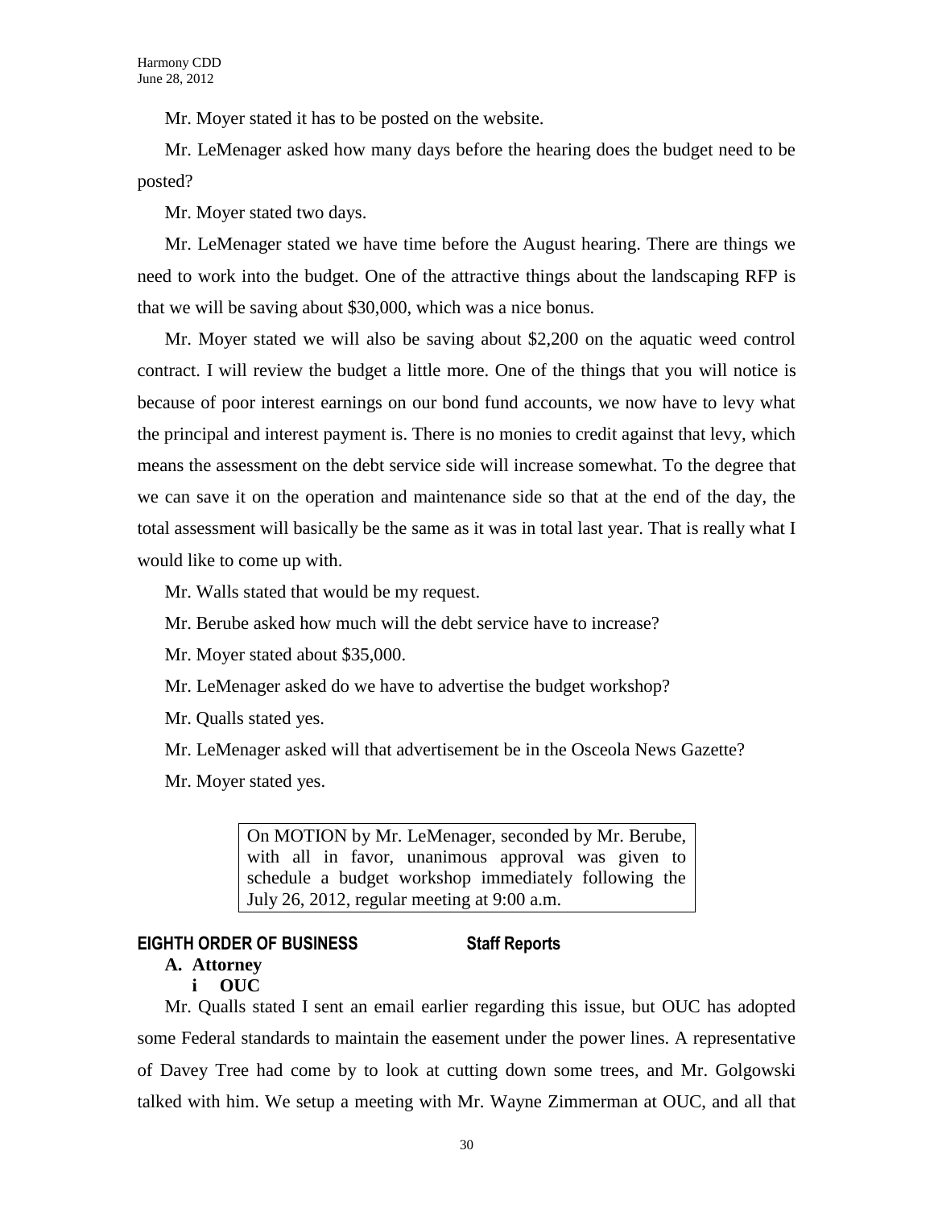Mr. Moyer stated it has to be posted on the website.

Mr. LeMenager asked how many days before the hearing does the budget need to be posted?

Mr. Moyer stated two days.

Mr. LeMenager stated we have time before the August hearing. There are things we need to work into the budget. One of the attractive things about the landscaping RFP is that we will be saving about $30,000, which was a nice bonus.

Mr. Moyer stated we will also be saving about $2,200 on the aquatic weed control contract. I will review the budget a little more. One of the things that you will notice is because of poor interest earnings on our bond fund accounts, we now have to levy what the principal and interest payment is. There is no monies to credit against that levy, which means the assessment on the debt service side will increase somewhat. To the degree that we can save it on the operation and maintenance side so that at the end of the day, the total assessment will basically be the same as it was in total last year. That is really what I would like to come up with.

Mr. Walls stated that would be my request.

Mr. Berube asked how much will the debt service have to increase?

Mr. Moyer stated about $35,000.

Mr. LeMenager asked do we have to advertise the budget workshop?

Mr. Qualls stated yes.

Mr. LeMenager asked will that advertisement be in the Osceola News Gazette?

Mr. Moyer stated yes.

> On MOTION by Mr. LeMenager, seconded by Mr. Berube, with all in favor, unanimous approval was given to schedule a budget workshop immediately following the July 26, 2012, regular meeting at 9:00 a.m.

## EIGHTH ORDER OF BUSINESS Staff Reports

**A. Attorney**

**i OUC**

Mr. Qualls stated I sent an email earlier regarding this issue, but OUC has adopted some Federal standards to maintain the easement under the power lines. A representative of Davey Tree had come by to look at cutting down some trees, and Mr. Golgowski talked with him. We setup a meeting with Mr. Wayne Zimmerman at OUC, and all that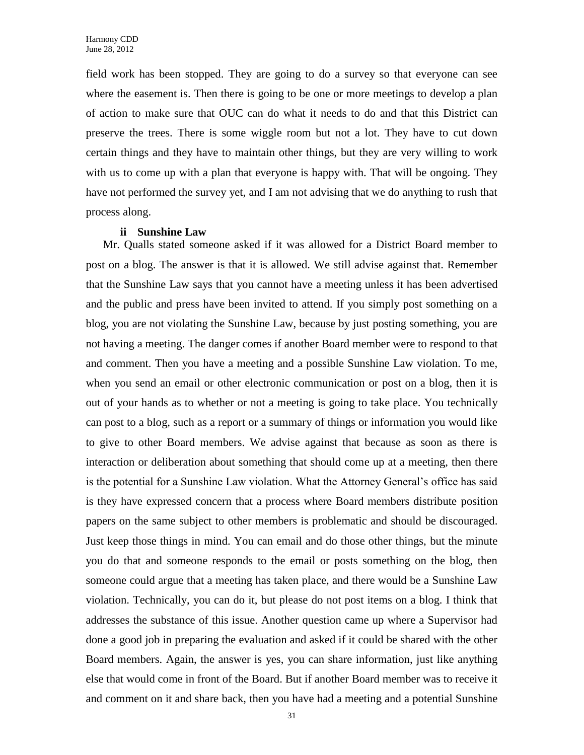field work has been stopped. They are going to do a survey so that everyone can see where the easement is. Then there is going to be one or more meetings to develop a plan of action to make sure that OUC can do what it needs to do and that this District can preserve the trees. There is some wiggle room but not a lot. They have to cut down certain things and they have to maintain other things, but they are very willing to work with us to come up with a plan that everyone is happy with. That will be ongoing. They have not performed the survey yet, and I am not advising that we do anything to rush that process along.

**ii Sunshine Law**

Mr. Qualls stated someone asked if it was allowed for a District Board member to post on a blog. The answer is that it is allowed. We still advise against that. Remember that the Sunshine Law says that you cannot have a meeting unless it has been advertised and the public and press have been invited to attend. If you simply post something on a blog, you are not violating the Sunshine Law, because by just posting something, you are not having a meeting. The danger comes if another Board member were to respond to that and comment. Then you have a meeting and a possible Sunshine Law violation. To me, when you send an email or other electronic communication or post on a blog, then it is out of your hands as to whether or not a meeting is going to take place. You technically can post to a blog, such as a report or a summary of things or information you would like to give to other Board members. We advise against that because as soon as there is interaction or deliberation about something that should come up at a meeting, then there is the potential for a Sunshine Law violation. What the Attorney General's office has said is they have expressed concern that a process where Board members distribute position papers on the same subject to other members is problematic and should be discouraged. Just keep those things in mind. You can email and do those other things, but the minute you do that and someone responds to the email or posts something on the blog, then someone could argue that a meeting has taken place, and there would be a Sunshine Law violation. Technically, you can do it, but please do not post items on a blog. I think that addresses the substance of this issue. Another question came up where a Supervisor had done a good job in preparing the evaluation and asked if it could be shared with the other Board members. Again, the answer is yes, you can share information, just like anything else that would come in front of the Board. But if another Board member was to receive it and comment on it and share back, then you have had a meeting and a potential Sunshine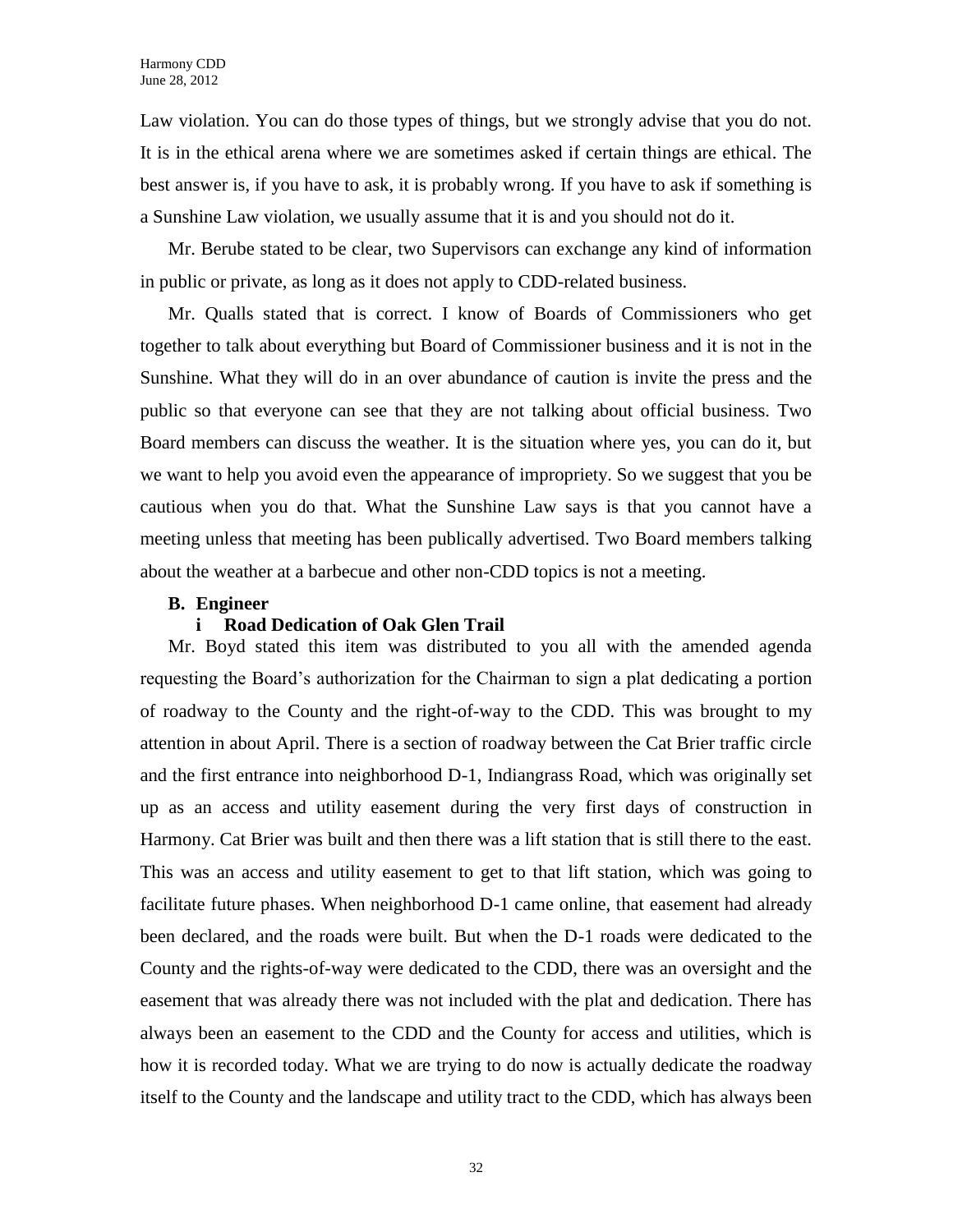Law violation. You can do those types of things, but we strongly advise that you do not. It is in the ethical arena where we are sometimes asked if certain things are ethical. The best answer is, if you have to ask, it is probably wrong. If you have to ask if something is a Sunshine Law violation, we usually assume that it is and you should not do it.

Mr. Berube stated to be clear, two Supervisors can exchange any kind of information in public or private, as long as it does not apply to CDD-related business.

Mr. Qualls stated that is correct. I know of Boards of Commissioners who get together to talk about everything but Board of Commissioner business and it is not in the Sunshine. What they will do in an over abundance of caution is invite the press and the public so that everyone can see that they are not talking about official business. Two Board members can discuss the weather. It is the situation where yes, you can do it, but we want to help you avoid even the appearance of impropriety. So we suggest that you be cautious when you do that. What the Sunshine Law says is that you cannot have a meeting unless that meeting has been publically advertised. Two Board members talking about the weather at a barbecue and other non-CDD topics is not a meeting.

**B. Engineer**

**i Road Dedication of Oak Glen Trail**

Mr. Boyd stated this item was distributed to you all with the amended agenda requesting the Board's authorization for the Chairman to sign a plat dedicating a portion of roadway to the County and the right-of-way to the CDD. This was brought to my attention in about April. There is a section of roadway between the Cat Brier traffic circle and the first entrance into neighborhood D-1, Indiangrass Road, which was originally set up as an access and utility easement during the very first days of construction in Harmony. Cat Brier was built and then there was a lift station that is still there to the east. This was an access and utility easement to get to that lift station, which was going to facilitate future phases. When neighborhood D-1 came online, that easement had already been declared, and the roads were built. But when the D-1 roads were dedicated to the County and the rights-of-way were dedicated to the CDD, there was an oversight and the easement that was already there was not included with the plat and dedication. There has always been an easement to the CDD and the County for access and utilities, which is how it is recorded today. What we are trying to do now is actually dedicate the roadway itself to the County and the landscape and utility tract to the CDD, which has always been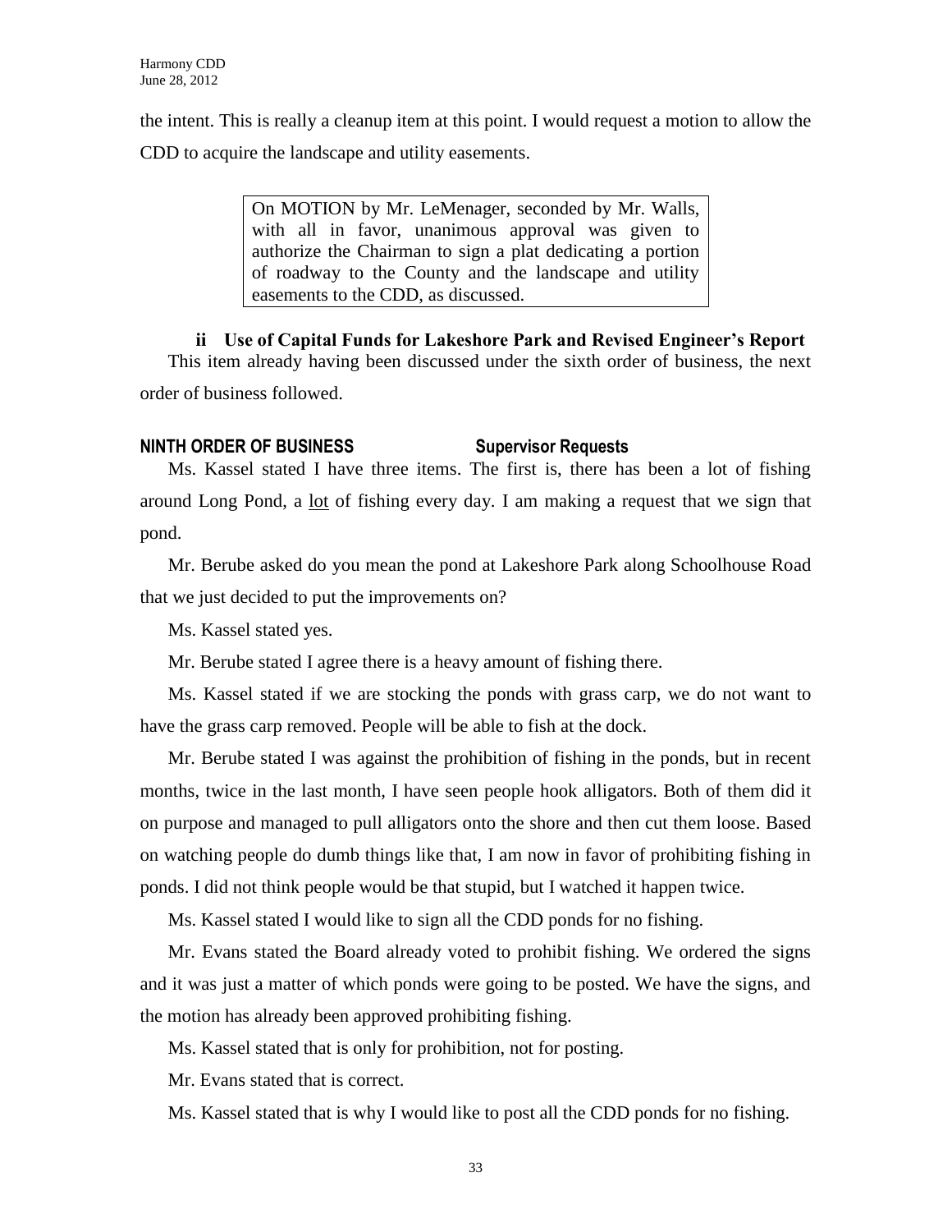the intent. This is really a cleanup item at this point. I would request a motion to allow the CDD to acquire the landscape and utility easements.

> On MOTION by Mr. LeMenager, seconded by Mr. Walls, with all in favor, unanimous approval was given to authorize the Chairman to sign a plat dedicating a portion of roadway to the County and the landscape and utility easements to the CDD, as discussed.

**ii Use of Capital Funds for Lakeshore Park and Revised Engineer's Report**

This item already having been discussed under the sixth order of business, the next order of business followed.

**NINTH ORDER OF BUSINESS Supervisor Requests**

Ms. Kassel stated I have three items. The first is, there has been a lot of fishing around Long Pond, a lot of fishing every day. I am making a request that we sign that pond.

Mr. Berube asked do you mean the pond at Lakeshore Park along Schoolhouse Road that we just decided to put the improvements on?

Ms. Kassel stated yes.

Mr. Berube stated I agree there is a heavy amount of fishing there.

Ms. Kassel stated if we are stocking the ponds with grass carp, we do not want to have the grass carp removed. People will be able to fish at the dock.

Mr. Berube stated I was against the prohibition of fishing in the ponds, but in recent months, twice in the last month, I have seen people hook alligators. Both of them did it on purpose and managed to pull alligators onto the shore and then cut them loose. Based on watching people do dumb things like that, I am now in favor of prohibiting fishing in ponds. I did not think people would be that stupid, but I watched it happen twice.

Ms. Kassel stated I would like to sign all the CDD ponds for no fishing.

Mr. Evans stated the Board already voted to prohibit fishing. We ordered the signs and it was just a matter of which ponds were going to be posted. We have the signs, and the motion has already been approved prohibiting fishing.

Ms. Kassel stated that is only for prohibition, not for posting.

Mr. Evans stated that is correct.

Ms. Kassel stated that is why I would like to post all the CDD ponds for no fishing.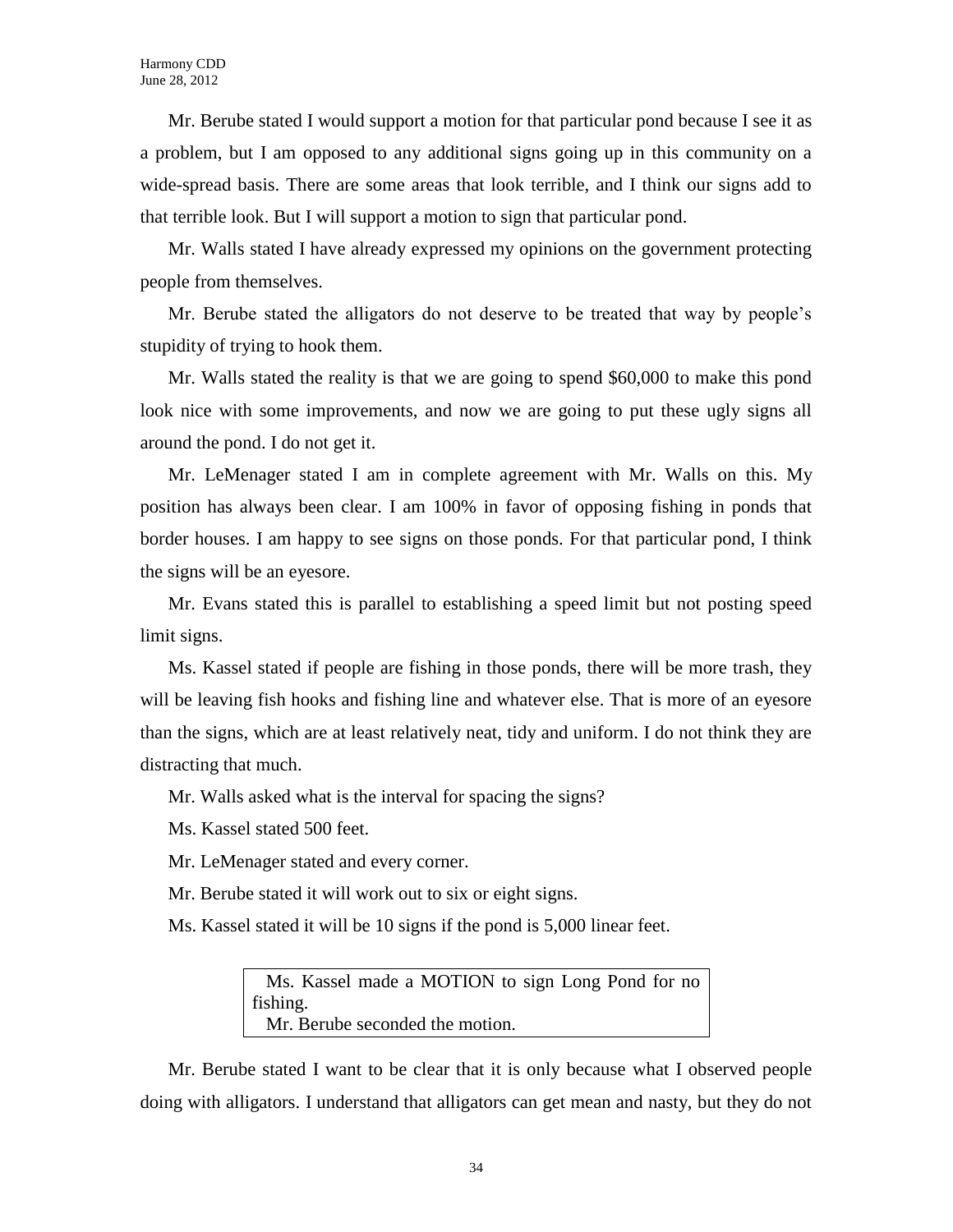Mr. Berube stated I would support a motion for that particular pond because I see it as a problem, but I am opposed to any additional signs going up in this community on a wide-spread basis. There are some areas that look terrible, and I think our signs add to that terrible look. But I will support a motion to sign that particular pond.

Mr. Walls stated I have already expressed my opinions on the government protecting people from themselves.

Mr. Berube stated the alligators do not deserve to be treated that way by people's stupidity of trying to hook them.

Mr. Walls stated the reality is that we are going to spend $60,000 to make this pond look nice with some improvements, and now we are going to put these ugly signs all around the pond. I do not get it.

Mr. LeMenager stated I am in complete agreement with Mr. Walls on this. My position has always been clear. I am 100% in favor of opposing fishing in ponds that border houses. I am happy to see signs on those ponds. For that particular pond, I think the signs will be an eyesore.

Mr. Evans stated this is parallel to establishing a speed limit but not posting speed limit signs.

Ms. Kassel stated if people are fishing in those ponds, there will be more trash, they will be leaving fish hooks and fishing line and whatever else. That is more of an eyesore than the signs, which are at least relatively neat, tidy and uniform. I do not think they are distracting that much.

Mr. Walls asked what is the interval for spacing the signs?

Ms. Kassel stated 500 feet.

Mr. LeMenager stated and every corner.

Mr. Berube stated it will work out to six or eight signs.

Ms. Kassel stated it will be 10 signs if the pond is 5,000 linear feet.

> Ms. Kassel made a MOTION to sign Long Pond for no fishing.
> Mr. Berube seconded the motion.

Mr. Berube stated I want to be clear that it is only because what I observed people doing with alligators. I understand that alligators can get mean and nasty, but they do not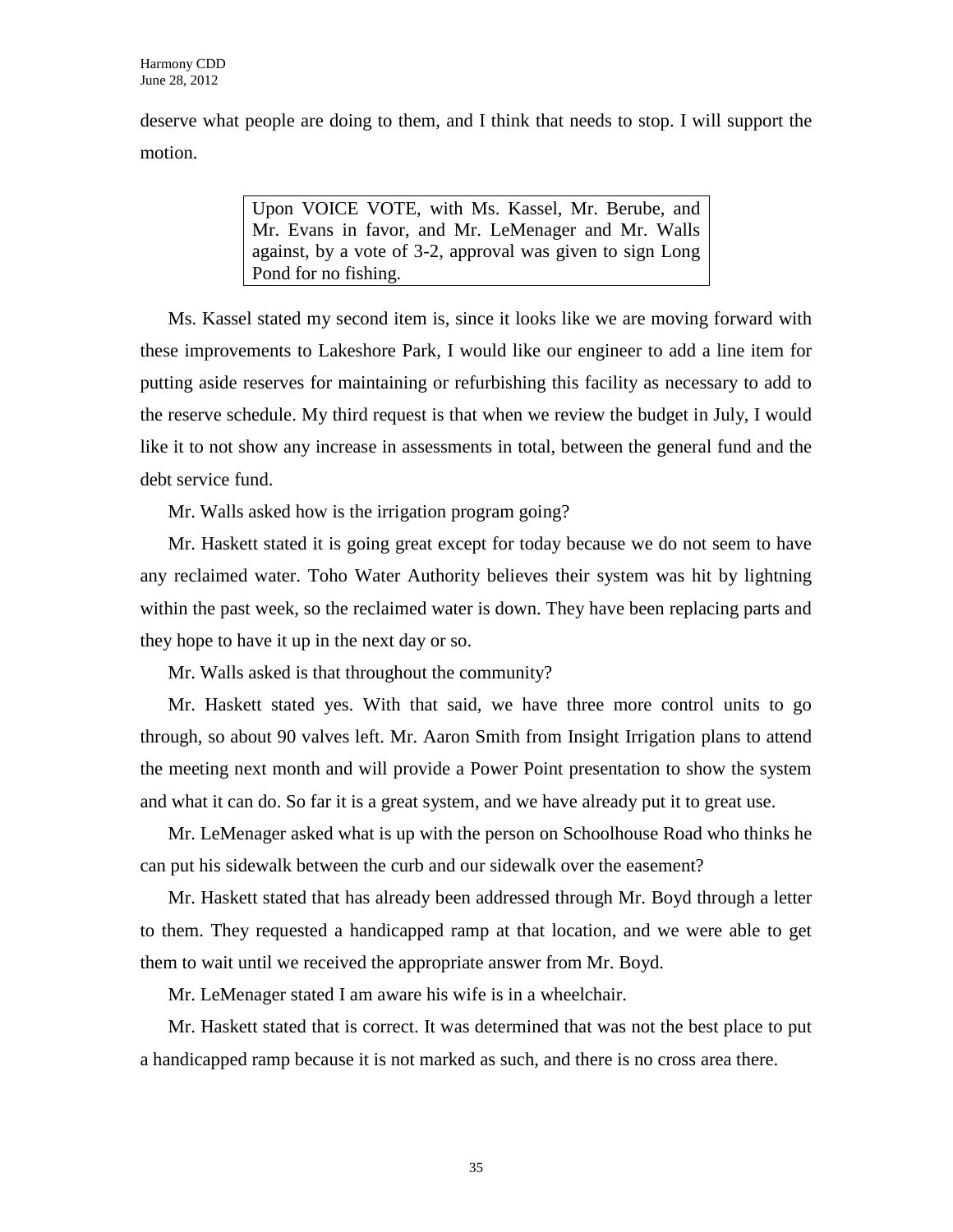deserve what people are doing to them, and I think that needs to stop. I will support the motion.

> Upon VOICE VOTE, with Ms. Kassel, Mr. Berube, and Mr. Evans in favor, and Mr. LeMenager and Mr. Walls against, by a vote of 3-2, approval was given to sign Long Pond for no fishing.

Ms. Kassel stated my second item is, since it looks like we are moving forward with these improvements to Lakeshore Park, I would like our engineer to add a line item for putting aside reserves for maintaining or refurbishing this facility as necessary to add to the reserve schedule. My third request is that when we review the budget in July, I would like it to not show any increase in assessments in total, between the general fund and the debt service fund.

Mr. Walls asked how is the irrigation program going?

Mr. Haskett stated it is going great except for today because we do not seem to have any reclaimed water. Toho Water Authority believes their system was hit by lightning within the past week, so the reclaimed water is down. They have been replacing parts and they hope to have it up in the next day or so.

Mr. Walls asked is that throughout the community?

Mr. Haskett stated yes. With that said, we have three more control units to go through, so about 90 valves left. Mr. Aaron Smith from Insight Irrigation plans to attend the meeting next month and will provide a Power Point presentation to show the system and what it can do. So far it is a great system, and we have already put it to great use.

Mr. LeMenager asked what is up with the person on Schoolhouse Road who thinks he can put his sidewalk between the curb and our sidewalk over the easement?

Mr. Haskett stated that has already been addressed through Mr. Boyd through a letter to them. They requested a handicapped ramp at that location, and we were able to get them to wait until we received the appropriate answer from Mr. Boyd.

Mr. LeMenager stated I am aware his wife is in a wheelchair.

Mr. Haskett stated that is correct. It was determined that was not the best place to put a handicapped ramp because it is not marked as such, and there is no cross area there.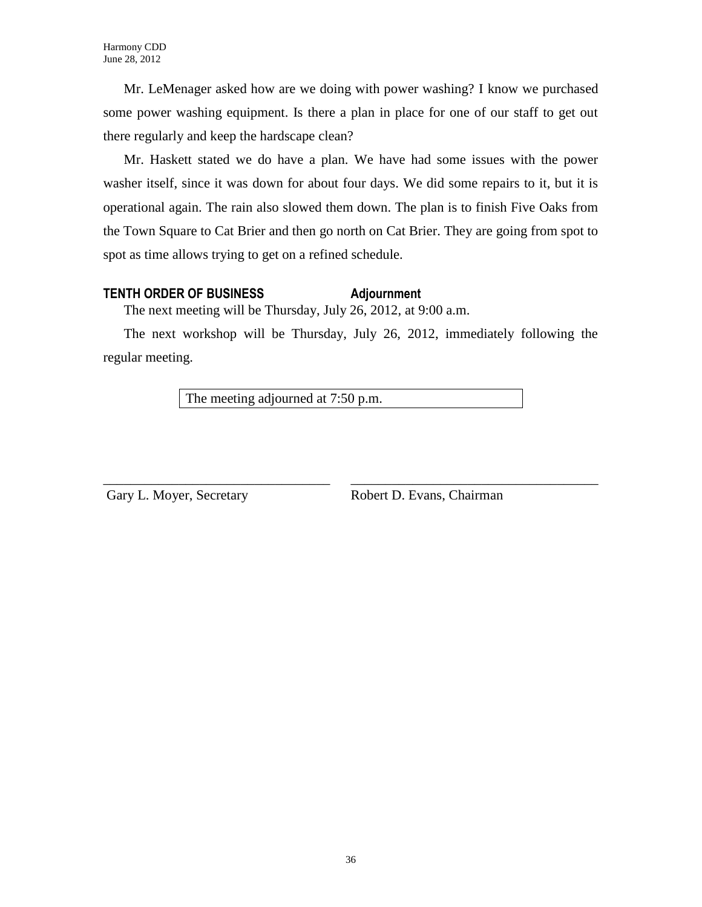Mr. LeMenager asked how are we doing with power washing? I know we purchased some power washing equipment. Is there a plan in place for one of our staff to get out there regularly and keep the hardscape clean?

Mr. Haskett stated we do have a plan. We have had some issues with the power washer itself, since it was down for about four days. We did some repairs to it, but it is operational again. The rain also slowed them down. The plan is to finish Five Oaks from the Town Square to Cat Brier and then go north on Cat Brier. They are going from spot to spot as time allows trying to get on a refined schedule.

**TENTH ORDER OF BUSINESS Adjournment**

The next meeting will be Thursday, July 26, 2012, at 9:00 a.m.

The next workshop will be Thursday, July 26, 2012, immediately following the regular meeting.

The meeting adjourned at 7:50 p.m.

\_\_\_\_\_\_\_\_\_\_\_\_\_\_\_\_\_\_\_\_\_\_\_\_\_\_\_\_\_\_\_\_\_\_ \_\_\_\_\_\_\_\_\_\_\_\_\_\_\_\_\_\_\_\_\_\_\_\_\_\_\_\_\_\_\_\_\_\_\_\_\_\_

Gary L. Moyer, Secretary Robert D. Evans, Chairman